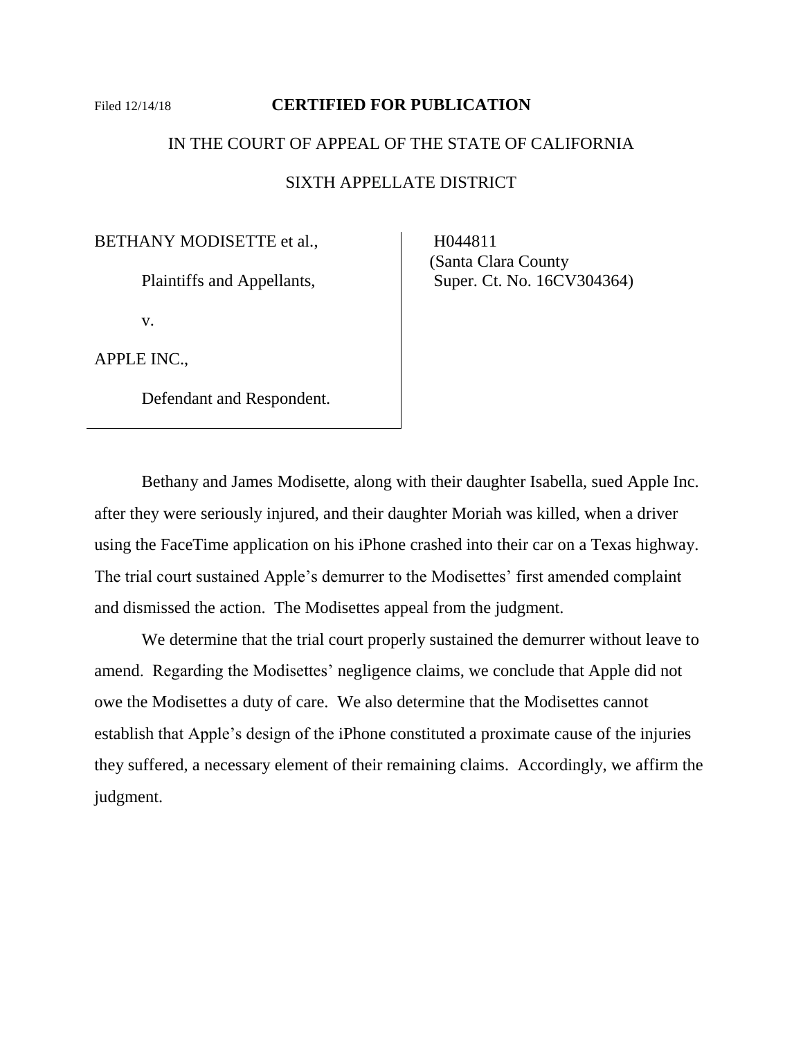Filed 12/14/18 **CERTIFIED FOR PUBLICATION**

IN THE COURT OF APPEAL OF THE STATE OF CALIFORNIA

SIXTH APPELLATE DISTRICT

| | |
|---|---|
| BETHANY MODISETTE et al.,<br><br>Plaintiffs and Appellants,<br><br>v.<br><br>APPLE INC.,<br><br>Defendant and Respondent. | H044811<br>(Santa Clara County<br>Super. Ct. No. 16CV304364) |

Bethany and James Modisette, along with their daughter Isabella, sued Apple Inc. after they were seriously injured, and their daughter Moriah was killed, when a driver using the FaceTime application on his iPhone crashed into their car on a Texas highway. The trial court sustained Apple's demurrer to the Modisettes' first amended complaint and dismissed the action. The Modisettes appeal from the judgment.

We determine that the trial court properly sustained the demurrer without leave to amend. Regarding the Modisettes' negligence claims, we conclude that Apple did not owe the Modisettes a duty of care. We also determine that the Modisettes cannot establish that Apple's design of the iPhone constituted a proximate cause of the injuries they suffered, a necessary element of their remaining claims. Accordingly, we affirm the judgment.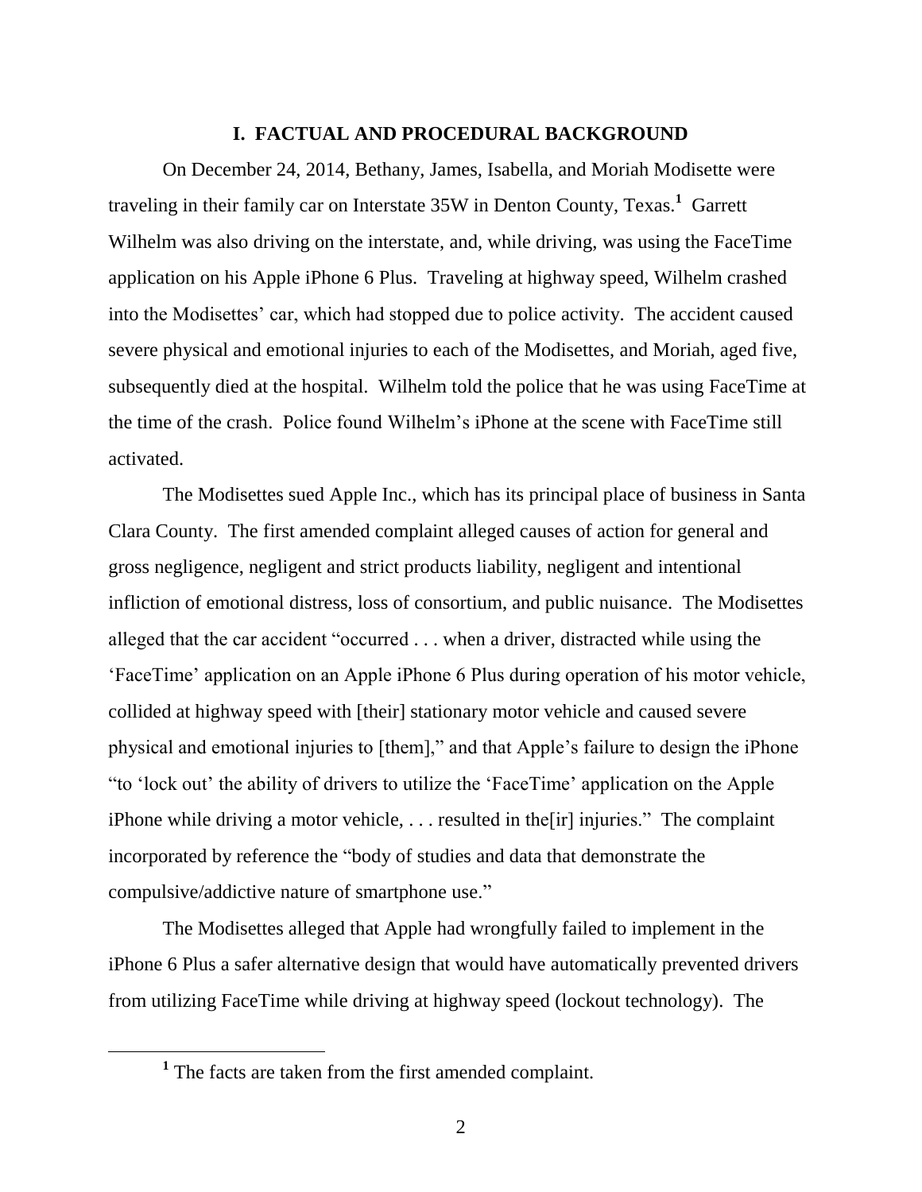# I. FACTUAL AND PROCEDURAL BACKGROUND

On December 24, 2014, Bethany, James, Isabella, and Moriah Modisette were traveling in their family car on Interstate 35W in Denton County, Texas.[1] Garrett Wilhelm was also driving on the interstate, and, while driving, was using the FaceTime application on his Apple iPhone 6 Plus. Traveling at highway speed, Wilhelm crashed into the Modisettes' car, which had stopped due to police activity. The accident caused severe physical and emotional injuries to each of the Modisettes, and Moriah, aged five, subsequently died at the hospital. Wilhelm told the police that he was using FaceTime at the time of the crash. Police found Wilhelm's iPhone at the scene with FaceTime still activated.

The Modisettes sued Apple Inc., which has its principal place of business in Santa Clara County. The first amended complaint alleged causes of action for general and gross negligence, negligent and strict products liability, negligent and intentional infliction of emotional distress, loss of consortium, and public nuisance. The Modisettes alleged that the car accident "occurred . . . when a driver, distracted while using the 'FaceTime' application on an Apple iPhone 6 Plus during operation of his motor vehicle, collided at highway speed with [their] stationary motor vehicle and caused severe physical and emotional injuries to [them]," and that Apple's failure to design the iPhone "to 'lock out' the ability of drivers to utilize the 'FaceTime' application on the Apple iPhone while driving a motor vehicle, . . . resulted in the[ir] injuries." The complaint incorporated by reference the "body of studies and data that demonstrate the compulsive/addictive nature of smartphone use."

The Modisettes alleged that Apple had wrongfully failed to implement in the iPhone 6 Plus a safer alternative design that would have automatically prevented drivers from utilizing FaceTime while driving at highway speed (lockout technology). The

---

[1] The facts are taken from the first amended complaint.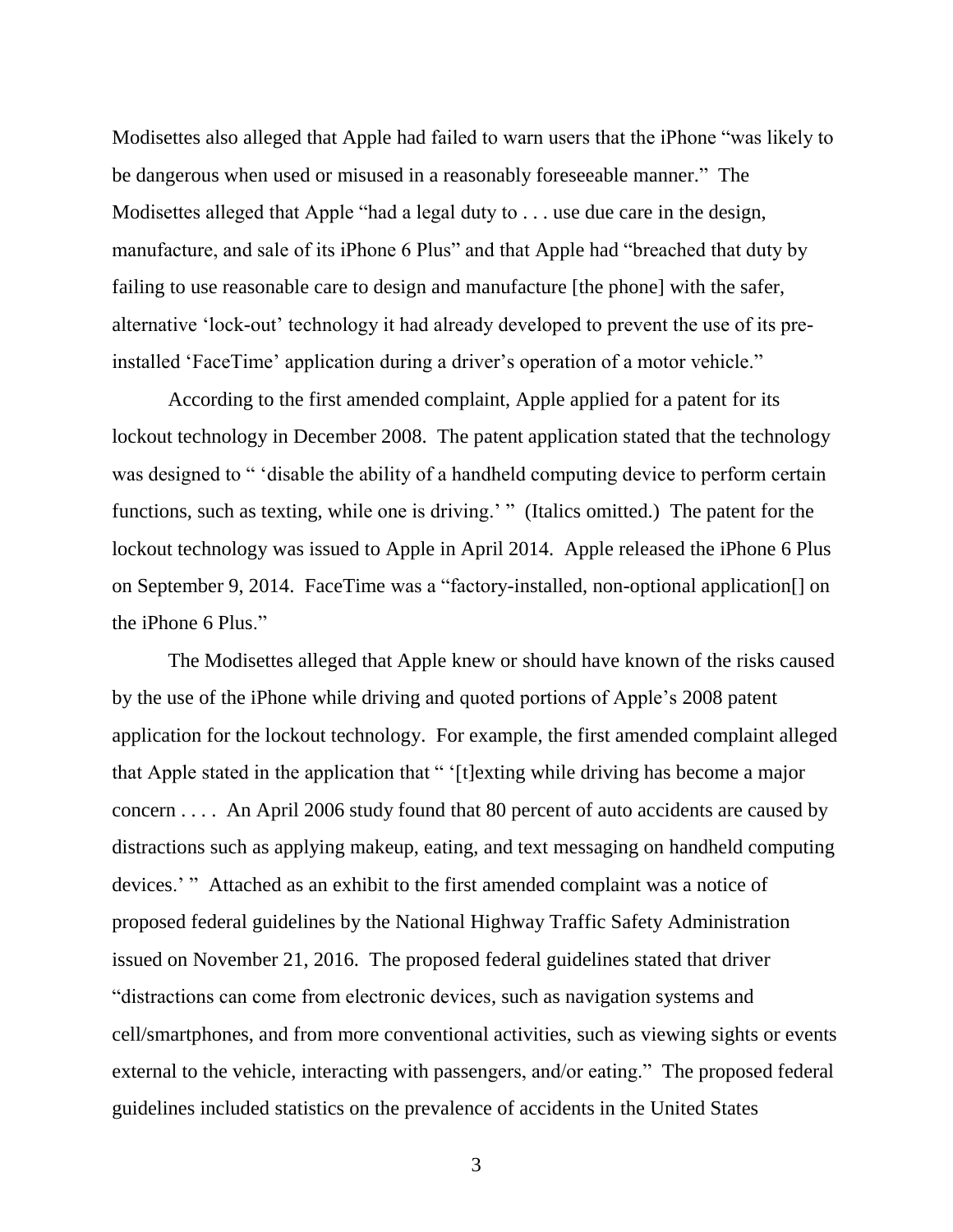Modisettes also alleged that Apple had failed to warn users that the iPhone "was likely to be dangerous when used or misused in a reasonably foreseeable manner." The Modisettes alleged that Apple "had a legal duty to . . . use due care in the design, manufacture, and sale of its iPhone 6 Plus" and that Apple had "breached that duty by failing to use reasonable care to design and manufacture [the phone] with the safer, alternative 'lock-out' technology it had already developed to prevent the use of its pre-installed 'FaceTime' application during a driver's operation of a motor vehicle."

According to the first amended complaint, Apple applied for a patent for its lockout technology in December 2008. The patent application stated that the technology was designed to " 'disable the ability of a handheld computing device to perform certain functions, such as texting, while one is driving.' " (Italics omitted.) The patent for the lockout technology was issued to Apple in April 2014. Apple released the iPhone 6 Plus on September 9, 2014. FaceTime was a "factory-installed, non-optional application[] on the iPhone 6 Plus."

The Modisettes alleged that Apple knew or should have known of the risks caused by the use of the iPhone while driving and quoted portions of Apple's 2008 patent application for the lockout technology. For example, the first amended complaint alleged that Apple stated in the application that " '[t]exting while driving has become a major concern . . . . An April 2006 study found that 80 percent of auto accidents are caused by distractions such as applying makeup, eating, and text messaging on handheld computing devices.' " Attached as an exhibit to the first amended complaint was a notice of proposed federal guidelines by the National Highway Traffic Safety Administration issued on November 21, 2016. The proposed federal guidelines stated that driver "distractions can come from electronic devices, such as navigation systems and cell/smartphones, and from more conventional activities, such as viewing sights or events external to the vehicle, interacting with passengers, and/or eating." The proposed federal guidelines included statistics on the prevalence of accidents in the United States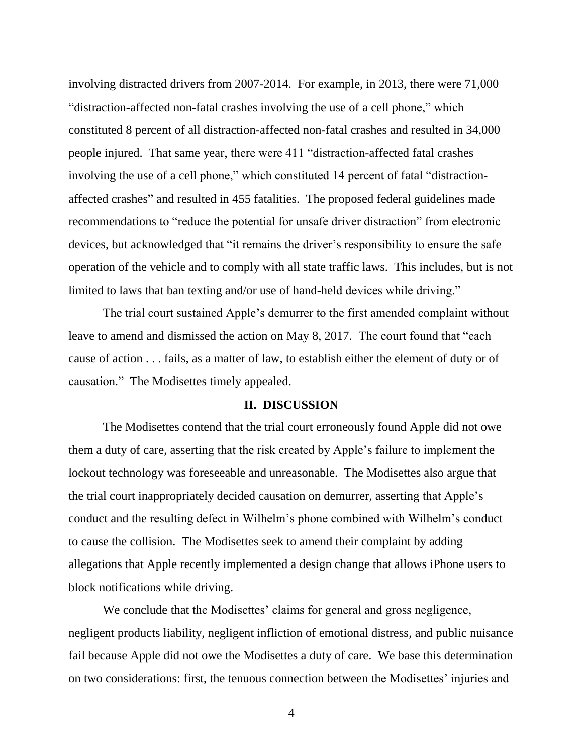involving distracted drivers from 2007-2014. For example, in 2013, there were 71,000 "distraction-affected non-fatal crashes involving the use of a cell phone," which constituted 8 percent of all distraction-affected non-fatal crashes and resulted in 34,000 people injured. That same year, there were 411 "distraction-affected fatal crashes involving the use of a cell phone," which constituted 14 percent of fatal "distraction-affected crashes" and resulted in 455 fatalities. The proposed federal guidelines made recommendations to "reduce the potential for unsafe driver distraction" from electronic devices, but acknowledged that "it remains the driver's responsibility to ensure the safe operation of the vehicle and to comply with all state traffic laws. This includes, but is not limited to laws that ban texting and/or use of hand-held devices while driving."

The trial court sustained Apple's demurrer to the first amended complaint without leave to amend and dismissed the action on May 8, 2017. The court found that "each cause of action . . . fails, as a matter of law, to establish either the element of duty or of causation." The Modisettes timely appealed.

## II. DISCUSSION

The Modisettes contend that the trial court erroneously found Apple did not owe them a duty of care, asserting that the risk created by Apple's failure to implement the lockout technology was foreseeable and unreasonable. The Modisettes also argue that the trial court inappropriately decided causation on demurrer, asserting that Apple's conduct and the resulting defect in Wilhelm's phone combined with Wilhelm's conduct to cause the collision. The Modisettes seek to amend their complaint by adding allegations that Apple recently implemented a design change that allows iPhone users to block notifications while driving.

We conclude that the Modisettes' claims for general and gross negligence, negligent products liability, negligent infliction of emotional distress, and public nuisance fail because Apple did not owe the Modisettes a duty of care. We base this determination on two considerations: first, the tenuous connection between the Modisettes' injuries and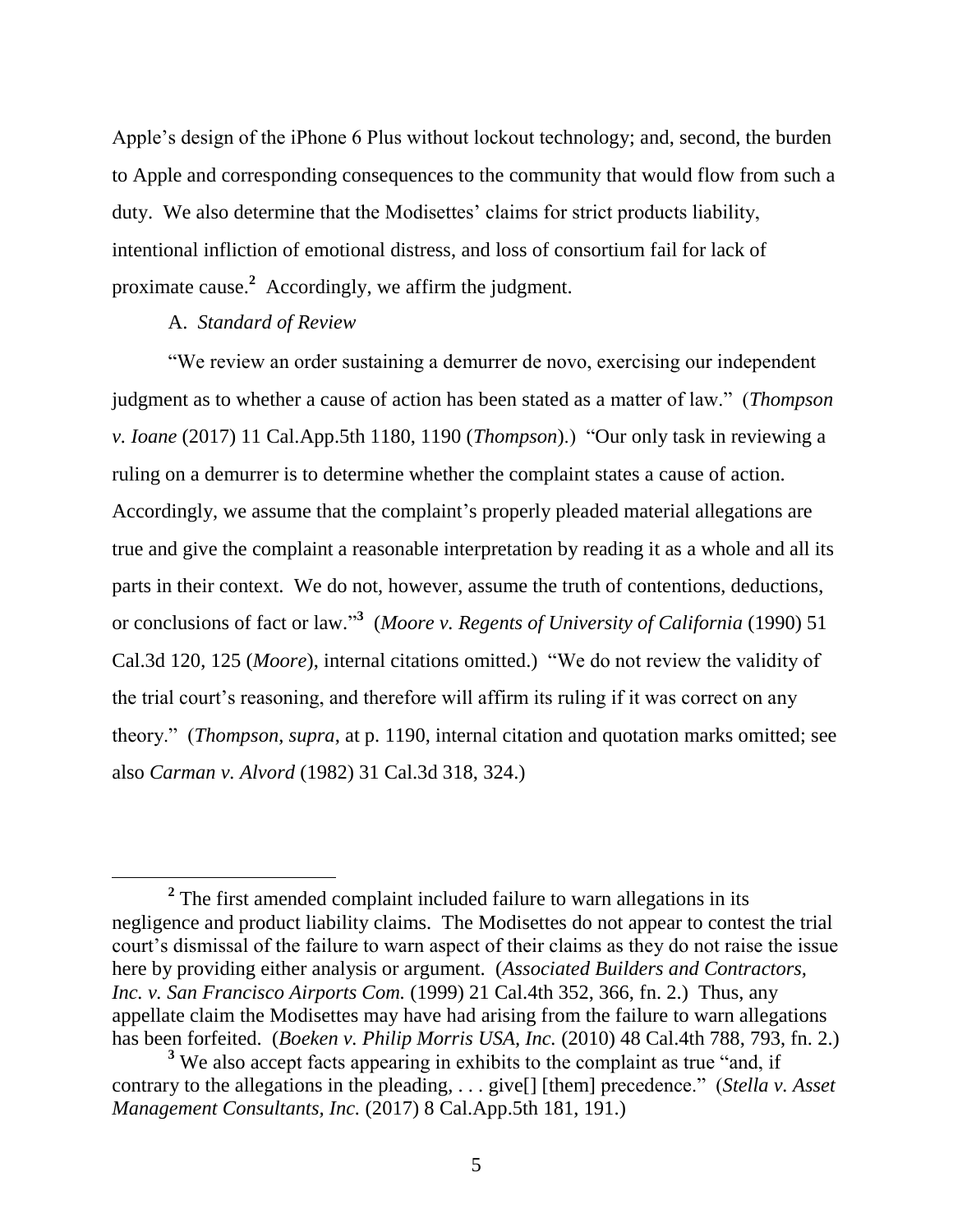Apple's design of the iPhone 6 Plus without lockout technology; and, second, the burden to Apple and corresponding consequences to the community that would flow from such a duty. We also determine that the Modisettes' claims for strict products liability, intentional infliction of emotional distress, and loss of consortium fail for lack of proximate cause.[2] Accordingly, we affirm the judgment.

A. *Standard of Review*

"We review an order sustaining a demurrer de novo, exercising our independent judgment as to whether a cause of action has been stated as a matter of law." (*Thompson v. Ioane* (2017) 11 Cal.App.5th 1180, 1190 (*Thompson*).) "Our only task in reviewing a ruling on a demurrer is to determine whether the complaint states a cause of action. Accordingly, we assume that the complaint's properly pleaded material allegations are true and give the complaint a reasonable interpretation by reading it as a whole and all its parts in their context. We do not, however, assume the truth of contentions, deductions, or conclusions of fact or law."[3] (*Moore v. Regents of University of California* (1990) 51 Cal.3d 120, 125 (*Moore*), internal citations omitted.) "We do not review the validity of the trial court's reasoning, and therefore will affirm its ruling if it was correct on any theory." (*Thompson*, *supra*, at p. 1190, internal citation and quotation marks omitted; see also *Carman v. Alvord* (1982) 31 Cal.3d 318, 324.)

---

[2] The first amended complaint included failure to warn allegations in its negligence and product liability claims. The Modisettes do not appear to contest the trial court's dismissal of the failure to warn aspect of their claims as they do not raise the issue here by providing either analysis or argument. (*Associated Builders and Contractors, Inc. v. San Francisco Airports Com.* (1999) 21 Cal.4th 352, 366, fn. 2.) Thus, any appellate claim the Modisettes may have had arising from the failure to warn allegations has been forfeited. (*Boeken v. Philip Morris USA, Inc.* (2010) 48 Cal.4th 788, 793, fn. 2.)

[3] We also accept facts appearing in exhibits to the complaint as true "and, if contrary to the allegations in the pleading, . . . give[] [them] precedence." (*Stella v. Asset Management Consultants, Inc.* (2017) 8 Cal.App.5th 181, 191.)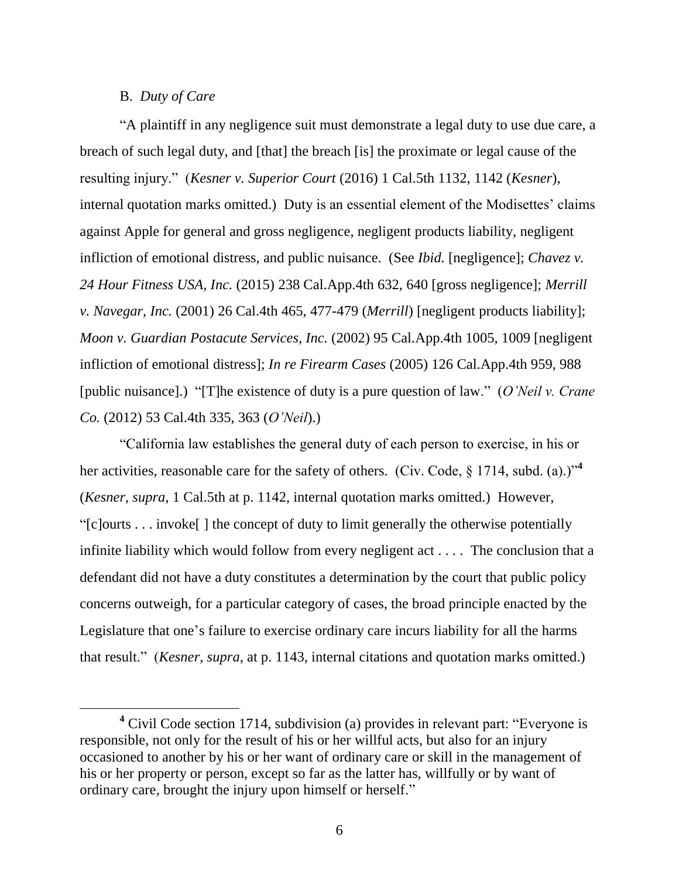B. *Duty of Care*

"A plaintiff in any negligence suit must demonstrate a legal duty to use due care, a breach of such legal duty, and [that] the breach [is] the proximate or legal cause of the resulting injury." (*Kesner v. Superior Court* (2016) 1 Cal.5th 1132, 1142 (*Kesner*), internal quotation marks omitted.) Duty is an essential element of the Modisettes' claims against Apple for general and gross negligence, negligent products liability, negligent infliction of emotional distress, and public nuisance. (See *Ibid.* [negligence]; *Chavez v. 24 Hour Fitness USA, Inc.* (2015) 238 Cal.App.4th 632, 640 [gross negligence]; *Merrill v. Navegar, Inc.* (2001) 26 Cal.4th 465, 477-479 (*Merrill*) [negligent products liability]; *Moon v. Guardian Postacute Services, Inc.* (2002) 95 Cal.App.4th 1005, 1009 [negligent infliction of emotional distress]; *In re Firearm Cases* (2005) 126 Cal.App.4th 959, 988 [public nuisance].) "[T]he existence of duty is a pure question of law." (*O'Neil v. Crane Co.* (2012) 53 Cal.4th 335, 363 (*O'Neil*).)

"California law establishes the general duty of each person to exercise, in his or her activities, reasonable care for the safety of others. (Civ. Code, § 1714, subd. (a).)"[4] (*Kesner*, *supra*, 1 Cal.5th at p. 1142, internal quotation marks omitted.) However, "[c]ourts . . . invoke[ ] the concept of duty to limit generally the otherwise potentially infinite liability which would follow from every negligent act . . . . The conclusion that a defendant did not have a duty constitutes a determination by the court that public policy concerns outweigh, for a particular category of cases, the broad principle enacted by the Legislature that one's failure to exercise ordinary care incurs liability for all the harms that result." (*Kesner*, *supra*, at p. 1143, internal citations and quotation marks omitted.)

[4] Civil Code section 1714, subdivision (a) provides in relevant part: "Everyone is responsible, not only for the result of his or her willful acts, but also for an injury occasioned to another by his or her want of ordinary care or skill in the management of his or her property or person, except so far as the latter has, willfully or by want of ordinary care, brought the injury upon himself or herself."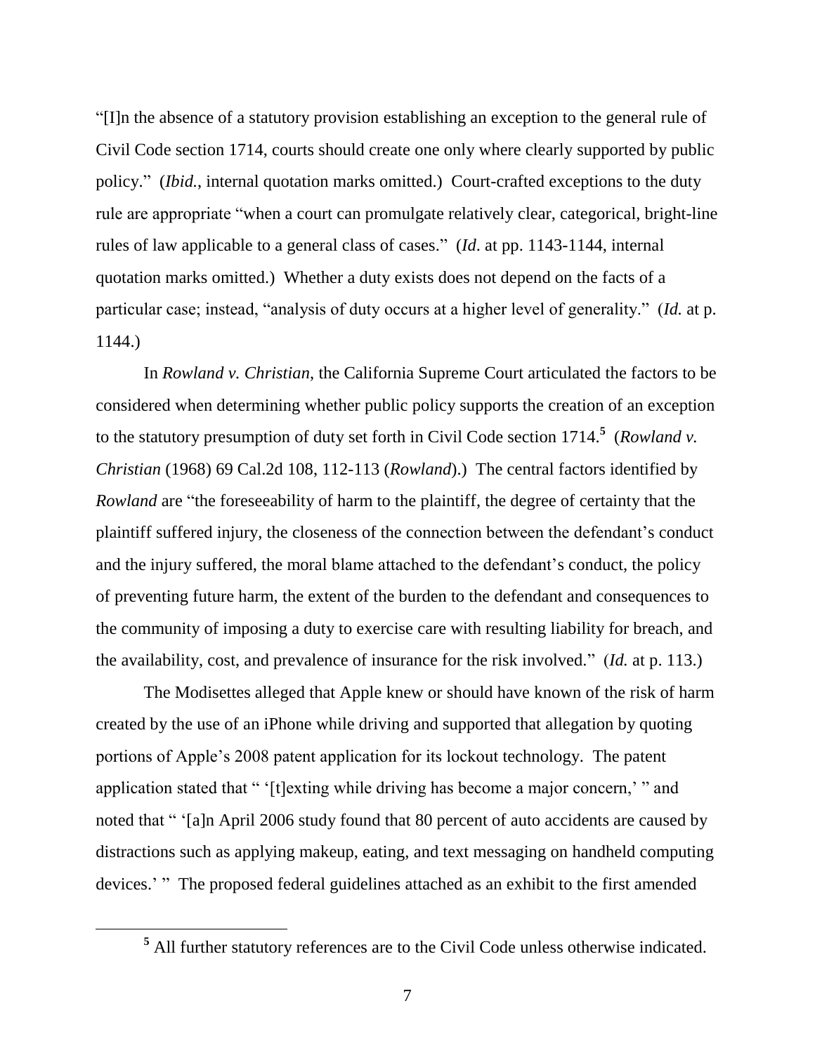"[I]n the absence of a statutory provision establishing an exception to the general rule of Civil Code section 1714, courts should create one only where clearly supported by public policy." (*Ibid.*, internal quotation marks omitted.) Court-crafted exceptions to the duty rule are appropriate "when a court can promulgate relatively clear, categorical, bright-line rules of law applicable to a general class of cases." (*Id*. at pp. 1143-1144, internal quotation marks omitted.) Whether a duty exists does not depend on the facts of a particular case; instead, "analysis of duty occurs at a higher level of generality." (*Id.* at p. 1144.)

In *Rowland v. Christian*, the California Supreme Court articulated the factors to be considered when determining whether public policy supports the creation of an exception to the statutory presumption of duty set forth in Civil Code section 1714.[5] (*Rowland v. Christian* (1968) 69 Cal.2d 108, 112-113 (*Rowland*).) The central factors identified by *Rowland* are "the foreseeability of harm to the plaintiff, the degree of certainty that the plaintiff suffered injury, the closeness of the connection between the defendant's conduct and the injury suffered, the moral blame attached to the defendant's conduct, the policy of preventing future harm, the extent of the burden to the defendant and consequences to the community of imposing a duty to exercise care with resulting liability for breach, and the availability, cost, and prevalence of insurance for the risk involved." (*Id.* at p. 113.)

The Modisettes alleged that Apple knew or should have known of the risk of harm created by the use of an iPhone while driving and supported that allegation by quoting portions of Apple's 2008 patent application for its lockout technology. The patent application stated that " '[t]exting while driving has become a major concern,' " and noted that " '[a]n April 2006 study found that 80 percent of auto accidents are caused by distractions such as applying makeup, eating, and text messaging on handheld computing devices.' " The proposed federal guidelines attached as an exhibit to the first amended

[5] All further statutory references are to the Civil Code unless otherwise indicated.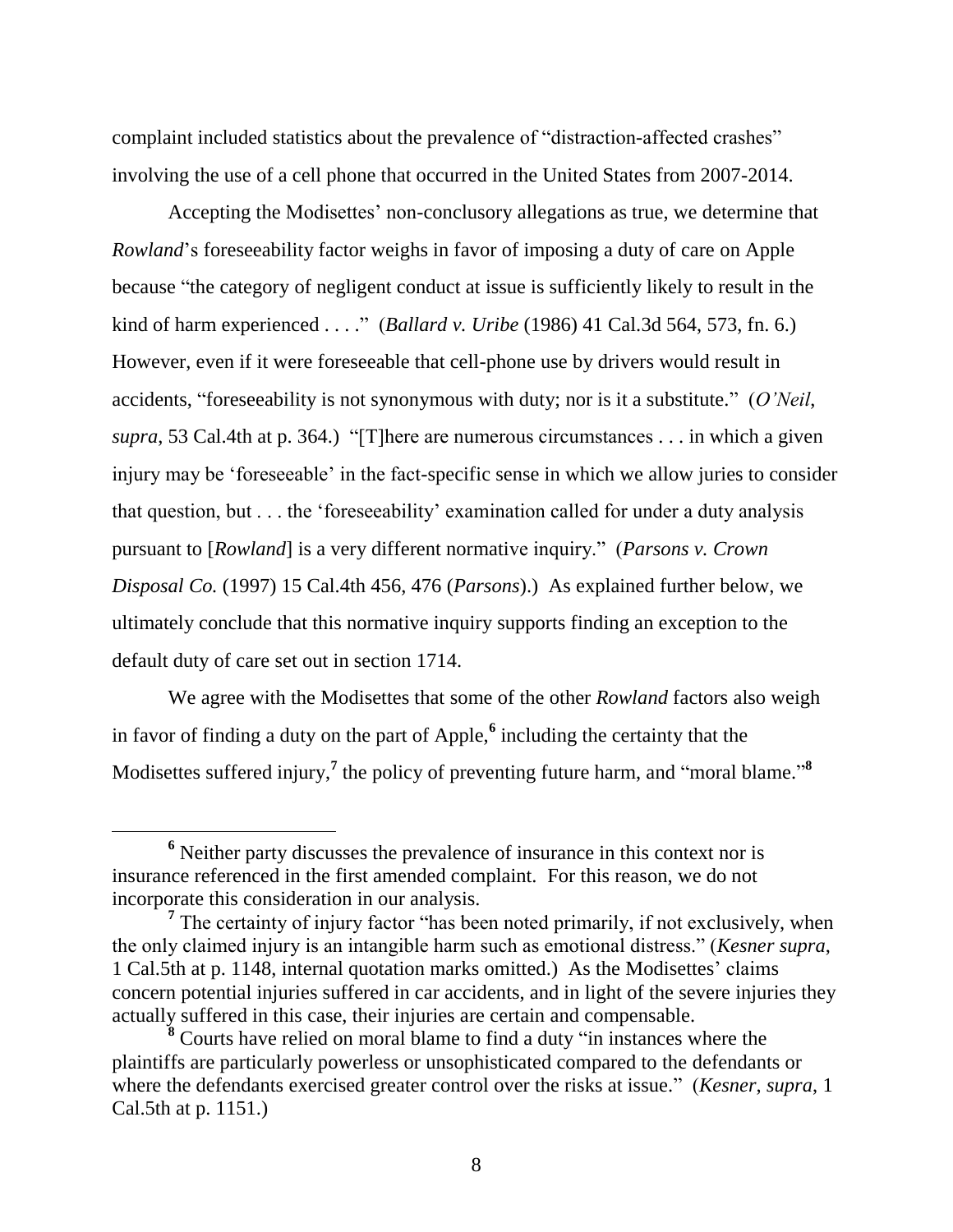complaint included statistics about the prevalence of "distraction-affected crashes" involving the use of a cell phone that occurred in the United States from 2007-2014.

Accepting the Modisettes' non-conclusory allegations as true, we determine that *Rowland*'s foreseeability factor weighs in favor of imposing a duty of care on Apple because "the category of negligent conduct at issue is sufficiently likely to result in the kind of harm experienced . . . ." (*Ballard v. Uribe* (1986) 41 Cal.3d 564, 573, fn. 6.) However, even if it were foreseeable that cell-phone use by drivers would result in accidents, "foreseeability is not synonymous with duty; nor is it a substitute." (*O'Neil*, *supra*, 53 Cal.4th at p. 364.) "[T]here are numerous circumstances . . . in which a given injury may be 'foreseeable' in the fact-specific sense in which we allow juries to consider that question, but . . . the 'foreseeability' examination called for under a duty analysis pursuant to [*Rowland*] is a very different normative inquiry." (*Parsons v. Crown Disposal Co.* (1997) 15 Cal.4th 456, 476 (*Parsons*).) As explained further below, we ultimately conclude that this normative inquiry supports finding an exception to the default duty of care set out in section 1714.

We agree with the Modisettes that some of the other *Rowland* factors also weigh in favor of finding a duty on the part of Apple,[6] including the certainty that the Modisettes suffered injury,[7] the policy of preventing future harm, and "moral blame."[8]

---

[6] Neither party discusses the prevalence of insurance in this context nor is insurance referenced in the first amended complaint. For this reason, we do not incorporate this consideration in our analysis.

[7] The certainty of injury factor "has been noted primarily, if not exclusively, when the only claimed injury is an intangible harm such as emotional distress." (*Kesner supra*, 1 Cal.5th at p. 1148, internal quotation marks omitted.) As the Modisettes' claims concern potential injuries suffered in car accidents, and in light of the severe injuries they actually suffered in this case, their injuries are certain and compensable.

[8] Courts have relied on moral blame to find a duty "in instances where the plaintiffs are particularly powerless or unsophisticated compared to the defendants or where the defendants exercised greater control over the risks at issue." (*Kesner*, *supra*, 1 Cal.5th at p. 1151.)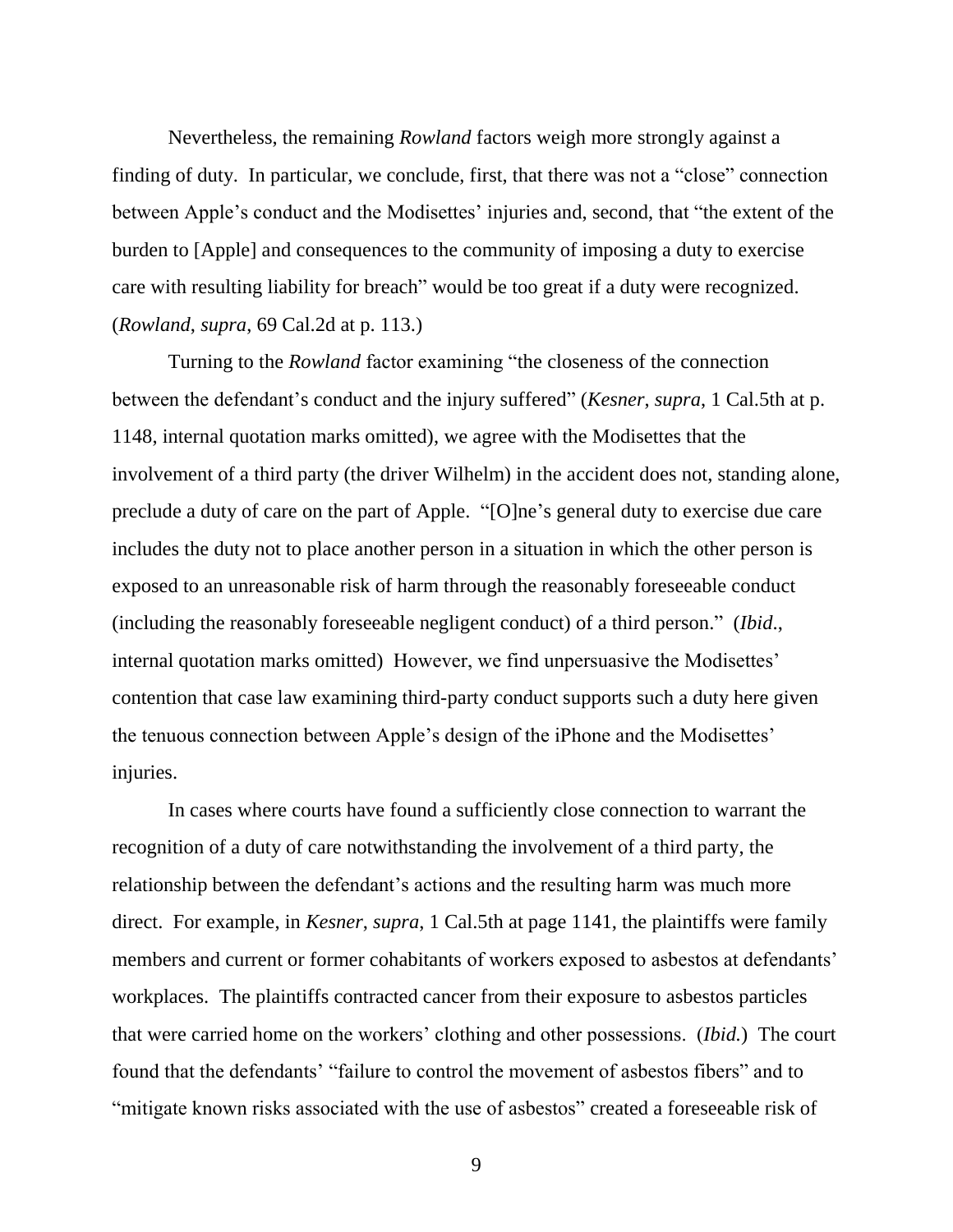Nevertheless, the remaining *Rowland* factors weigh more strongly against a finding of duty. In particular, we conclude, first, that there was not a "close" connection between Apple's conduct and the Modisettes' injuries and, second, that "the extent of the burden to [Apple] and consequences to the community of imposing a duty to exercise care with resulting liability for breach" would be too great if a duty were recognized. (*Rowland*, *supra*, 69 Cal.2d at p. 113.)

Turning to the *Rowland* factor examining "the closeness of the connection between the defendant's conduct and the injury suffered" (*Kesner*, *supra*, 1 Cal.5th at p. 1148, internal quotation marks omitted), we agree with the Modisettes that the involvement of a third party (the driver Wilhelm) in the accident does not, standing alone, preclude a duty of care on the part of Apple. "[O]ne's general duty to exercise due care includes the duty not to place another person in a situation in which the other person is exposed to an unreasonable risk of harm through the reasonably foreseeable conduct (including the reasonably foreseeable negligent conduct) of a third person." (*Ibid.*, internal quotation marks omitted) However, we find unpersuasive the Modisettes' contention that case law examining third-party conduct supports such a duty here given the tenuous connection between Apple's design of the iPhone and the Modisettes' injuries.

In cases where courts have found a sufficiently close connection to warrant the recognition of a duty of care notwithstanding the involvement of a third party, the relationship between the defendant's actions and the resulting harm was much more direct. For example, in *Kesner*, *supra*, 1 Cal.5th at page 1141, the plaintiffs were family members and current or former cohabitants of workers exposed to asbestos at defendants' workplaces. The plaintiffs contracted cancer from their exposure to asbestos particles that were carried home on the workers' clothing and other possessions. (*Ibid.*) The court found that the defendants' "failure to control the movement of asbestos fibers" and to "mitigate known risks associated with the use of asbestos" created a foreseeable risk of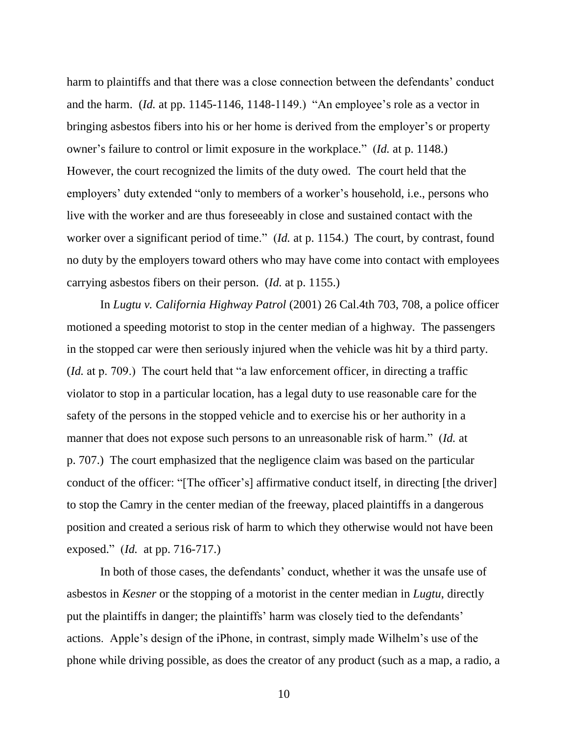harm to plaintiffs and that there was a close connection between the defendants' conduct and the harm. (*Id.* at pp. 1145-1146, 1148-1149.) "An employee's role as a vector in bringing asbestos fibers into his or her home is derived from the employer's or property owner's failure to control or limit exposure in the workplace." (*Id.* at p. 1148.) However, the court recognized the limits of the duty owed. The court held that the employers' duty extended "only to members of a worker's household, i.e., persons who live with the worker and are thus foreseeably in close and sustained contact with the worker over a significant period of time." (*Id.* at p. 1154.) The court, by contrast, found no duty by the employers toward others who may have come into contact with employees carrying asbestos fibers on their person. (*Id.* at p. 1155.)

In *Lugtu v. California Highway Patrol* (2001) 26 Cal.4th 703, 708, a police officer motioned a speeding motorist to stop in the center median of a highway. The passengers in the stopped car were then seriously injured when the vehicle was hit by a third party. (*Id.* at p. 709.) The court held that "a law enforcement officer, in directing a traffic violator to stop in a particular location, has a legal duty to use reasonable care for the safety of the persons in the stopped vehicle and to exercise his or her authority in a manner that does not expose such persons to an unreasonable risk of harm." (*Id.* at p. 707.) The court emphasized that the negligence claim was based on the particular conduct of the officer: "[The officer's] affirmative conduct itself, in directing [the driver] to stop the Camry in the center median of the freeway, placed plaintiffs in a dangerous position and created a serious risk of harm to which they otherwise would not have been exposed." (*Id.* at pp. 716-717.)

In both of those cases, the defendants' conduct, whether it was the unsafe use of asbestos in *Kesner* or the stopping of a motorist in the center median in *Lugtu*, directly put the plaintiffs in danger; the plaintiffs' harm was closely tied to the defendants' actions. Apple's design of the iPhone, in contrast, simply made Wilhelm's use of the phone while driving possible, as does the creator of any product (such as a map, a radio, a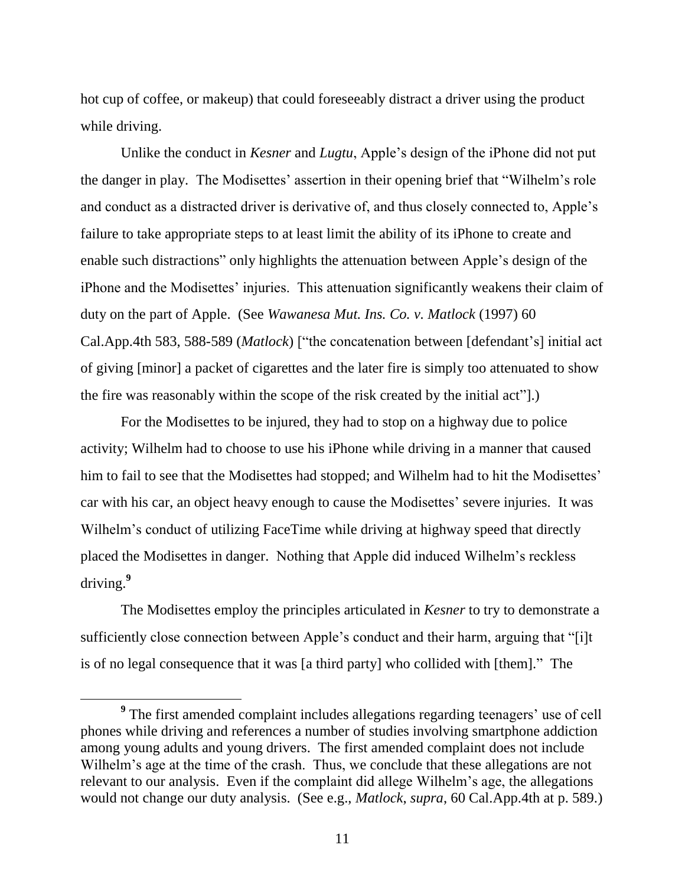hot cup of coffee, or makeup) that could foreseeably distract a driver using the product while driving.

Unlike the conduct in *Kesner* and *Lugtu*, Apple's design of the iPhone did not put the danger in play. The Modisettes' assertion in their opening brief that "Wilhelm's role and conduct as a distracted driver is derivative of, and thus closely connected to, Apple's failure to take appropriate steps to at least limit the ability of its iPhone to create and enable such distractions" only highlights the attenuation between Apple's design of the iPhone and the Modisettes' injuries. This attenuation significantly weakens their claim of duty on the part of Apple. (See *Wawanesa Mut. Ins. Co. v. Matlock* (1997) 60 Cal.App.4th 583, 588-589 (*Matlock*) ["the concatenation between [defendant's] initial act of giving [minor] a packet of cigarettes and the later fire is simply too attenuated to show the fire was reasonably within the scope of the risk created by the initial act"].)

For the Modisettes to be injured, they had to stop on a highway due to police activity; Wilhelm had to choose to use his iPhone while driving in a manner that caused him to fail to see that the Modisettes had stopped; and Wilhelm had to hit the Modisettes' car with his car, an object heavy enough to cause the Modisettes' severe injuries. It was Wilhelm's conduct of utilizing FaceTime while driving at highway speed that directly placed the Modisettes in danger. Nothing that Apple did induced Wilhelm's reckless driving.[9]

The Modisettes employ the principles articulated in *Kesner* to try to demonstrate a sufficiently close connection between Apple's conduct and their harm, arguing that "[i]t is of no legal consequence that it was [a third party] who collided with [them]." The

---

[9] The first amended complaint includes allegations regarding teenagers' use of cell phones while driving and references a number of studies involving smartphone addiction among young adults and young drivers. The first amended complaint does not include Wilhelm's age at the time of the crash. Thus, we conclude that these allegations are not relevant to our analysis. Even if the complaint did allege Wilhelm's age, the allegations would not change our duty analysis. (See e.g., *Matlock*, *supra*, 60 Cal.App.4th at p. 589.)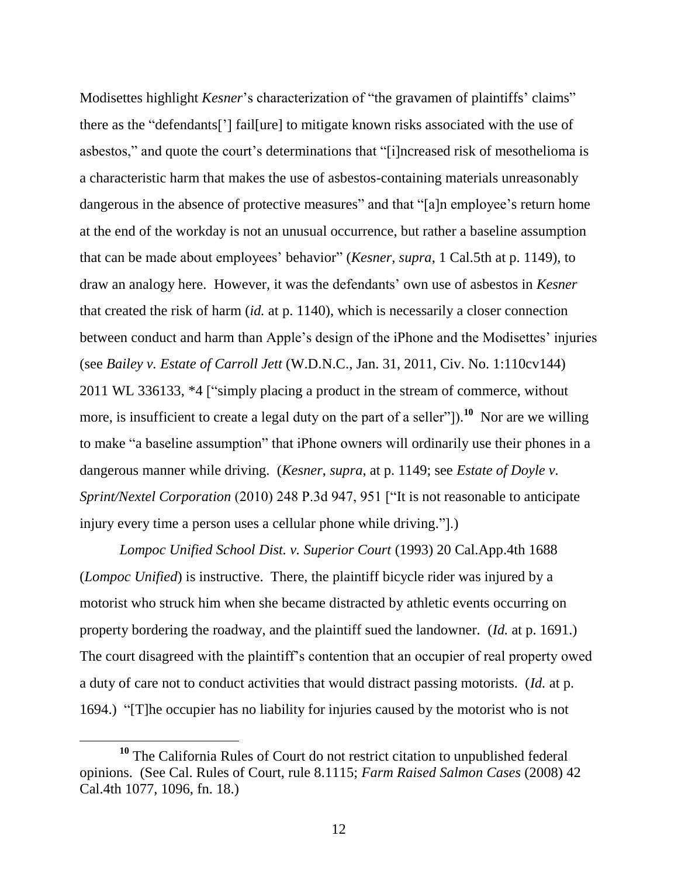Modisettes highlight *Kesner*'s characterization of "the gravamen of plaintiffs' claims" there as the "defendants['] fail[ure] to mitigate known risks associated with the use of asbestos," and quote the court's determinations that "[i]ncreased risk of mesothelioma is a characteristic harm that makes the use of asbestos-containing materials unreasonably dangerous in the absence of protective measures" and that "[a]n employee's return home at the end of the workday is not an unusual occurrence, but rather a baseline assumption that can be made about employees' behavior" (*Kesner*, *supra*, 1 Cal.5th at p. 1149), to draw an analogy here. However, it was the defendants' own use of asbestos in *Kesner* that created the risk of harm (*id.* at p. 1140), which is necessarily a closer connection between conduct and harm than Apple's design of the iPhone and the Modisettes' injuries (see *Bailey v. Estate of Carroll Jett* (W.D.N.C., Jan. 31, 2011, Civ. No. 1:110cv144) 2011 WL 336133, *4 ["simply placing a product in the stream of commerce, without more, is insufficient to create a legal duty on the part of a seller"]).[10] Nor are we willing to make "a baseline assumption" that iPhone owners will ordinarily use their phones in a dangerous manner while driving. (*Kesner*, *supra*, at p. 1149; see *Estate of Doyle v. Sprint/Nextel Corporation* (2010) 248 P.3d 947, 951 ["It is not reasonable to anticipate injury every time a person uses a cellular phone while driving."].)

*Lompoc Unified School Dist. v. Superior Court* (1993) 20 Cal.App.4th 1688 (*Lompoc Unified*) is instructive. There, the plaintiff bicycle rider was injured by a motorist who struck him when she became distracted by athletic events occurring on property bordering the roadway, and the plaintiff sued the landowner. (*Id.* at p. 1691.) The court disagreed with the plaintiff's contention that an occupier of real property owed a duty of care not to conduct activities that would distract passing motorists. (*Id.* at p. 1694.) "[T]he occupier has no liability for injuries caused by the motorist who is not

---

[10] The California Rules of Court do not restrict citation to unpublished federal opinions. (See Cal. Rules of Court, rule 8.1115; *Farm Raised Salmon Cases* (2008) 42 Cal.4th 1077, 1096, fn. 18.)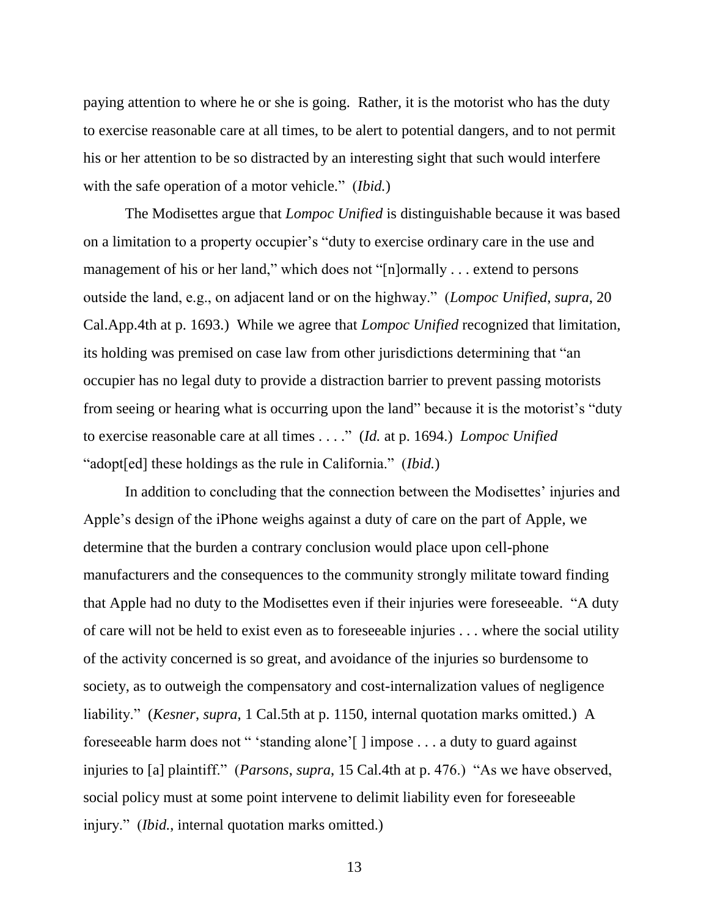paying attention to where he or she is going. Rather, it is the motorist who has the duty to exercise reasonable care at all times, to be alert to potential dangers, and to not permit his or her attention to be so distracted by an interesting sight that such would interfere with the safe operation of a motor vehicle." (*Ibid.*)

The Modisettes argue that *Lompoc Unified* is distinguishable because it was based on a limitation to a property occupier's "duty to exercise ordinary care in the use and management of his or her land," which does not "[n]ormally . . . extend to persons outside the land, e.g., on adjacent land or on the highway." (*Lompoc Unified*, *supra*, 20 Cal.App.4th at p. 1693.) While we agree that *Lompoc Unified* recognized that limitation, its holding was premised on case law from other jurisdictions determining that "an occupier has no legal duty to provide a distraction barrier to prevent passing motorists from seeing or hearing what is occurring upon the land" because it is the motorist's "duty to exercise reasonable care at all times . . . ." (*Id.* at p. 1694.) *Lompoc Unified* "adopt[ed] these holdings as the rule in California." (*Ibid.*)

In addition to concluding that the connection between the Modisettes' injuries and Apple's design of the iPhone weighs against a duty of care on the part of Apple, we determine that the burden a contrary conclusion would place upon cell-phone manufacturers and the consequences to the community strongly militate toward finding that Apple had no duty to the Modisettes even if their injuries were foreseeable. "A duty of care will not be held to exist even as to foreseeable injuries . . . where the social utility of the activity concerned is so great, and avoidance of the injuries so burdensome to society, as to outweigh the compensatory and cost-internalization values of negligence liability." (*Kesner*, *supra*, 1 Cal.5th at p. 1150, internal quotation marks omitted.) A foreseeable harm does not " 'standing alone'[ ] impose . . . a duty to guard against injuries to [a] plaintiff." (*Parsons*, *supra*, 15 Cal.4th at p. 476.) "As we have observed, social policy must at some point intervene to delimit liability even for foreseeable injury." (*Ibid.*, internal quotation marks omitted.)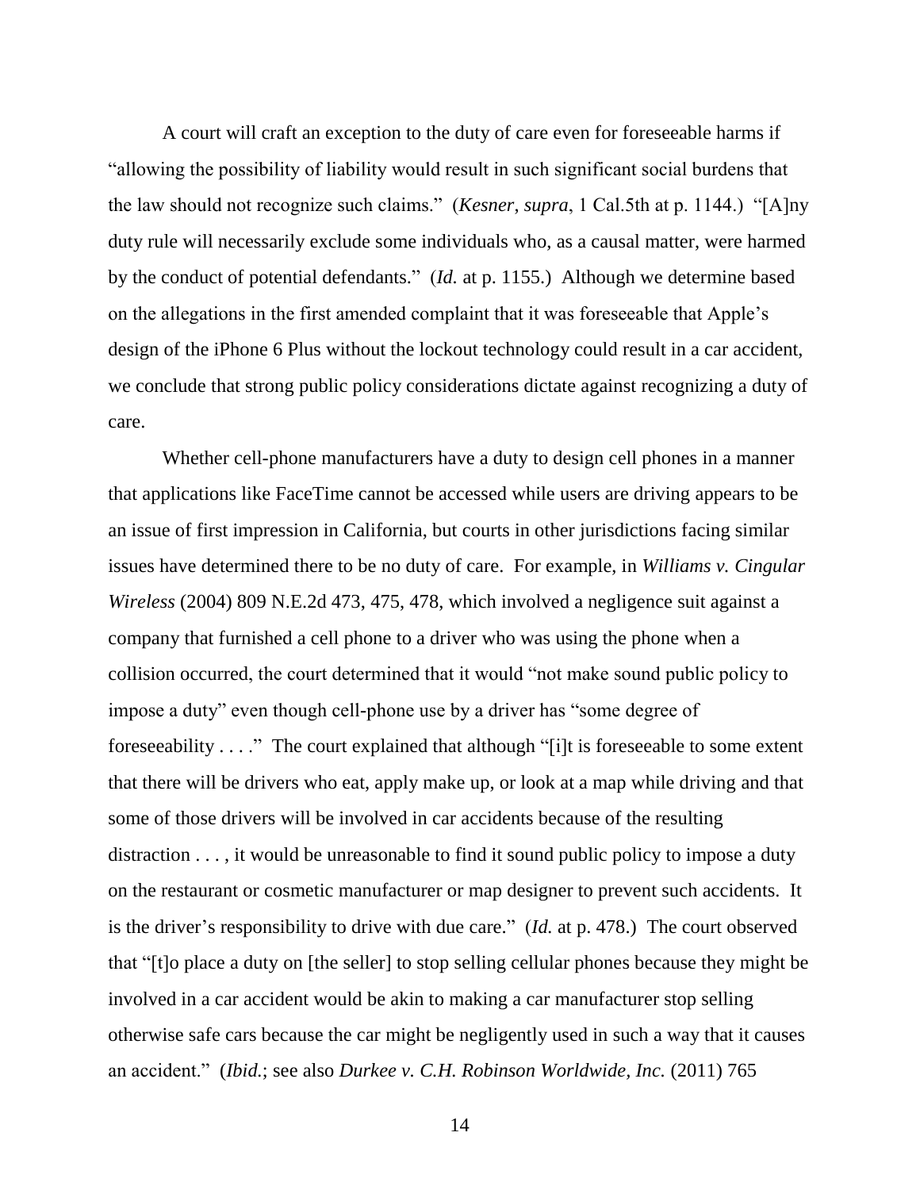A court will craft an exception to the duty of care even for foreseeable harms if "allowing the possibility of liability would result in such significant social burdens that the law should not recognize such claims." (*Kesner*, *supra*, 1 Cal.5th at p. 1144.) "[A]ny duty rule will necessarily exclude some individuals who, as a causal matter, were harmed by the conduct of potential defendants." (*Id.* at p. 1155.) Although we determine based on the allegations in the first amended complaint that it was foreseeable that Apple's design of the iPhone 6 Plus without the lockout technology could result in a car accident, we conclude that strong public policy considerations dictate against recognizing a duty of care.

Whether cell-phone manufacturers have a duty to design cell phones in a manner that applications like FaceTime cannot be accessed while users are driving appears to be an issue of first impression in California, but courts in other jurisdictions facing similar issues have determined there to be no duty of care. For example, in *Williams v. Cingular Wireless* (2004) 809 N.E.2d 473, 475, 478, which involved a negligence suit against a company that furnished a cell phone to a driver who was using the phone when a collision occurred, the court determined that it would "not make sound public policy to impose a duty" even though cell-phone use by a driver has "some degree of foreseeability . . . ." The court explained that although "[i]t is foreseeable to some extent that there will be drivers who eat, apply make up, or look at a map while driving and that some of those drivers will be involved in car accidents because of the resulting distraction . . . , it would be unreasonable to find it sound public policy to impose a duty on the restaurant or cosmetic manufacturer or map designer to prevent such accidents. It is the driver's responsibility to drive with due care." (*Id.* at p. 478.) The court observed that "[t]o place a duty on [the seller] to stop selling cellular phones because they might be involved in a car accident would be akin to making a car manufacturer stop selling otherwise safe cars because the car might be negligently used in such a way that it causes an accident." (*Ibid.*; see also *Durkee v. C.H. Robinson Worldwide, Inc.* (2011) 765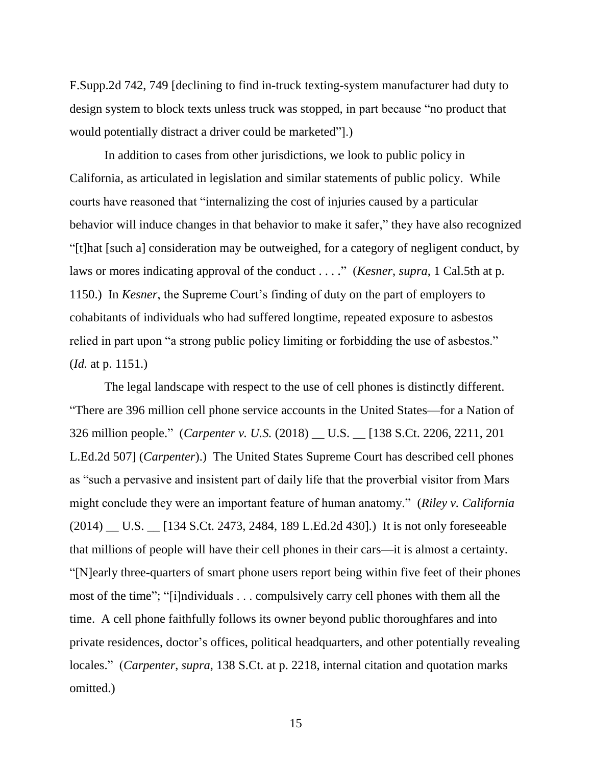F.Supp.2d 742, 749 [declining to find in-truck texting-system manufacturer had duty to design system to block texts unless truck was stopped, in part because "no product that would potentially distract a driver could be marketed"].)

In addition to cases from other jurisdictions, we look to public policy in California, as articulated in legislation and similar statements of public policy. While courts have reasoned that "internalizing the cost of injuries caused by a particular behavior will induce changes in that behavior to make it safer," they have also recognized "[t]hat [such a] consideration may be outweighed, for a category of negligent conduct, by laws or mores indicating approval of the conduct . . . ." (*Kesner*, *supra*, 1 Cal.5th at p. 1150.) In *Kesner*, the Supreme Court's finding of duty on the part of employers to cohabitants of individuals who had suffered longtime, repeated exposure to asbestos relied in part upon "a strong public policy limiting or forbidding the use of asbestos." (*Id.* at p. 1151.)

The legal landscape with respect to the use of cell phones is distinctly different. "There are 396 million cell phone service accounts in the United States—for a Nation of 326 million people." (*Carpenter v. U.S.* (2018) __ U.S. __ [138 S.Ct. 2206, 2211, 201 L.Ed.2d 507] (*Carpenter*).) The United States Supreme Court has described cell phones as "such a pervasive and insistent part of daily life that the proverbial visitor from Mars might conclude they were an important feature of human anatomy." (*Riley v. California* (2014) __ U.S. __ [134 S.Ct. 2473, 2484, 189 L.Ed.2d 430].) It is not only foreseeable that millions of people will have their cell phones in their cars—it is almost a certainty. "[N]early three-quarters of smart phone users report being within five feet of their phones most of the time"; "[i]ndividuals . . . compulsively carry cell phones with them all the time. A cell phone faithfully follows its owner beyond public thoroughfares and into private residences, doctor's offices, political headquarters, and other potentially revealing locales." (*Carpenter*, *supra*, 138 S.Ct. at p. 2218, internal citation and quotation marks omitted.)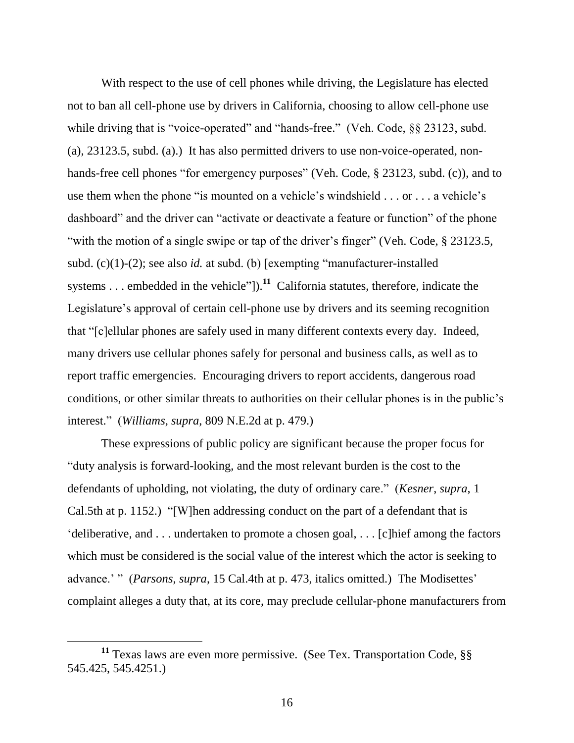With respect to the use of cell phones while driving, the Legislature has elected not to ban all cell-phone use by drivers in California, choosing to allow cell-phone use while driving that is "voice-operated" and "hands-free." (Veh. Code, §§ 23123, subd. (a), 23123.5, subd. (a).) It has also permitted drivers to use non-voice-operated, non-hands-free cell phones "for emergency purposes" (Veh. Code, § 23123, subd. (c)), and to use them when the phone "is mounted on a vehicle's windshield . . . or . . . a vehicle's dashboard" and the driver can "activate or deactivate a feature or function" of the phone "with the motion of a single swipe or tap of the driver's finger" (Veh. Code, § 23123.5, subd. (c)(1)-(2); see also *id.* at subd. (b) [exempting "manufacturer-installed systems . . . embedded in the vehicle"]).[11] California statutes, therefore, indicate the Legislature's approval of certain cell-phone use by drivers and its seeming recognition that "[c]ellular phones are safely used in many different contexts every day. Indeed, many drivers use cellular phones safely for personal and business calls, as well as to report traffic emergencies. Encouraging drivers to report accidents, dangerous road conditions, or other similar threats to authorities on their cellular phones is in the public's interest." (*Williams*, *supra*, 809 N.E.2d at p. 479.)

These expressions of public policy are significant because the proper focus for "duty analysis is forward-looking, and the most relevant burden is the cost to the defendants of upholding, not violating, the duty of ordinary care." (*Kesner*, *supra*, 1 Cal.5th at p. 1152.) "[W]hen addressing conduct on the part of a defendant that is 'deliberative, and . . . undertaken to promote a chosen goal, . . . [c]hief among the factors which must be considered is the social value of the interest which the actor is seeking to advance.' " (*Parsons*, *supra*, 15 Cal.4th at p. 473, italics omitted.) The Modisettes' complaint alleges a duty that, at its core, may preclude cellular-phone manufacturers from

---

[11] Texas laws are even more permissive. (See Tex. Transportation Code, §§ 545.425, 545.4251.)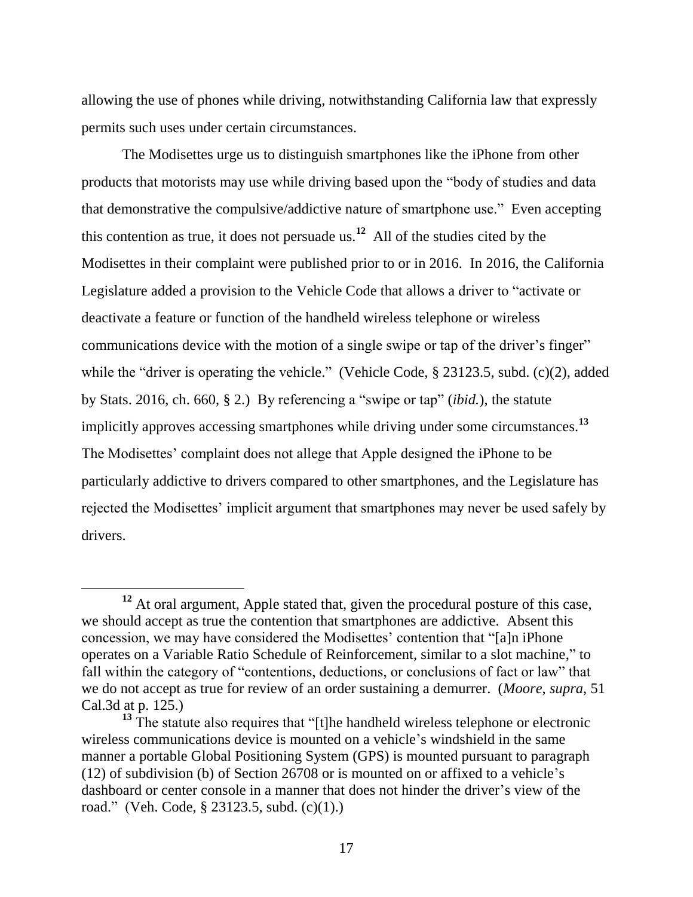allowing the use of phones while driving, notwithstanding California law that expressly permits such uses under certain circumstances.

The Modisettes urge us to distinguish smartphones like the iPhone from other products that motorists may use while driving based upon the "body of studies and data that demonstrative the compulsive/addictive nature of smartphone use." Even accepting this contention as true, it does not persuade us.[12] All of the studies cited by the Modisettes in their complaint were published prior to or in 2016. In 2016, the California Legislature added a provision to the Vehicle Code that allows a driver to "activate or deactivate a feature or function of the handheld wireless telephone or wireless communications device with the motion of a single swipe or tap of the driver's finger" while the "driver is operating the vehicle." (Vehicle Code, § 23123.5, subd. (c)(2), added by Stats. 2016, ch. 660, § 2.) By referencing a "swipe or tap" (*ibid.*), the statute implicitly approves accessing smartphones while driving under some circumstances.[13] The Modisettes' complaint does not allege that Apple designed the iPhone to be particularly addictive to drivers compared to other smartphones, and the Legislature has rejected the Modisettes' implicit argument that smartphones may never be used safely by drivers.

---

[12] At oral argument, Apple stated that, given the procedural posture of this case, we should accept as true the contention that smartphones are addictive. Absent this concession, we may have considered the Modisettes' contention that "[a]n iPhone operates on a Variable Ratio Schedule of Reinforcement, similar to a slot machine," to fall within the category of "contentions, deductions, or conclusions of fact or law" that we do not accept as true for review of an order sustaining a demurrer. (*Moore, supra*, 51 Cal.3d at p. 125.)

[13] The statute also requires that "[t]he handheld wireless telephone or electronic wireless communications device is mounted on a vehicle's windshield in the same manner a portable Global Positioning System (GPS) is mounted pursuant to paragraph (12) of subdivision (b) of Section 26708 or is mounted on or affixed to a vehicle's dashboard or center console in a manner that does not hinder the driver's view of the road." (Veh. Code, § 23123.5, subd. (c)(1).)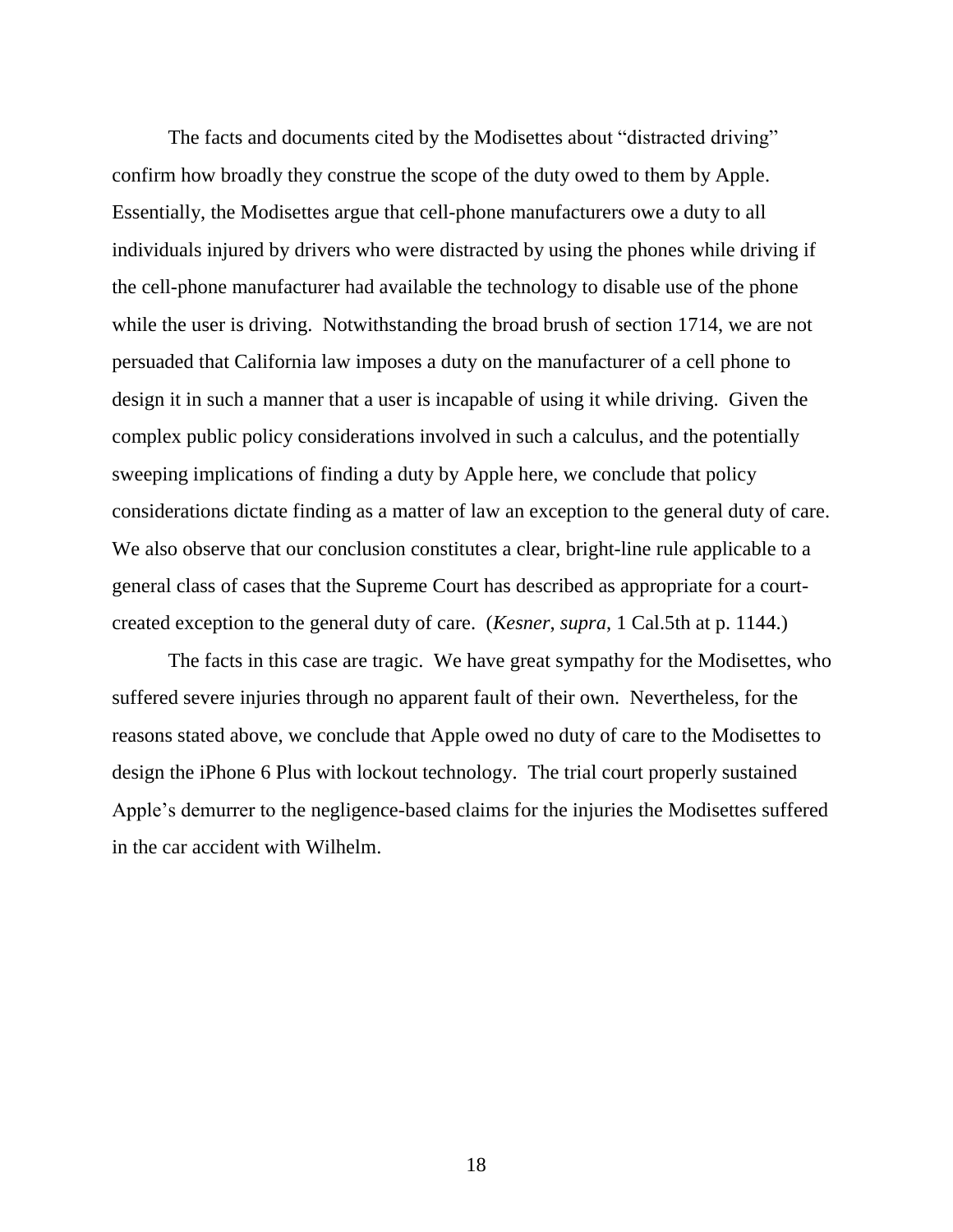The facts and documents cited by the Modisettes about "distracted driving" confirm how broadly they construe the scope of the duty owed to them by Apple. Essentially, the Modisettes argue that cell-phone manufacturers owe a duty to all individuals injured by drivers who were distracted by using the phones while driving if the cell-phone manufacturer had available the technology to disable use of the phone while the user is driving. Notwithstanding the broad brush of section 1714, we are not persuaded that California law imposes a duty on the manufacturer of a cell phone to design it in such a manner that a user is incapable of using it while driving. Given the complex public policy considerations involved in such a calculus, and the potentially sweeping implications of finding a duty by Apple here, we conclude that policy considerations dictate finding as a matter of law an exception to the general duty of care. We also observe that our conclusion constitutes a clear, bright-line rule applicable to a general class of cases that the Supreme Court has described as appropriate for a court-created exception to the general duty of care. (*Kesner*, *supra*, 1 Cal.5th at p. 1144.)

The facts in this case are tragic. We have great sympathy for the Modisettes, who suffered severe injuries through no apparent fault of their own. Nevertheless, for the reasons stated above, we conclude that Apple owed no duty of care to the Modisettes to design the iPhone 6 Plus with lockout technology. The trial court properly sustained Apple's demurrer to the negligence-based claims for the injuries the Modisettes suffered in the car accident with Wilhelm.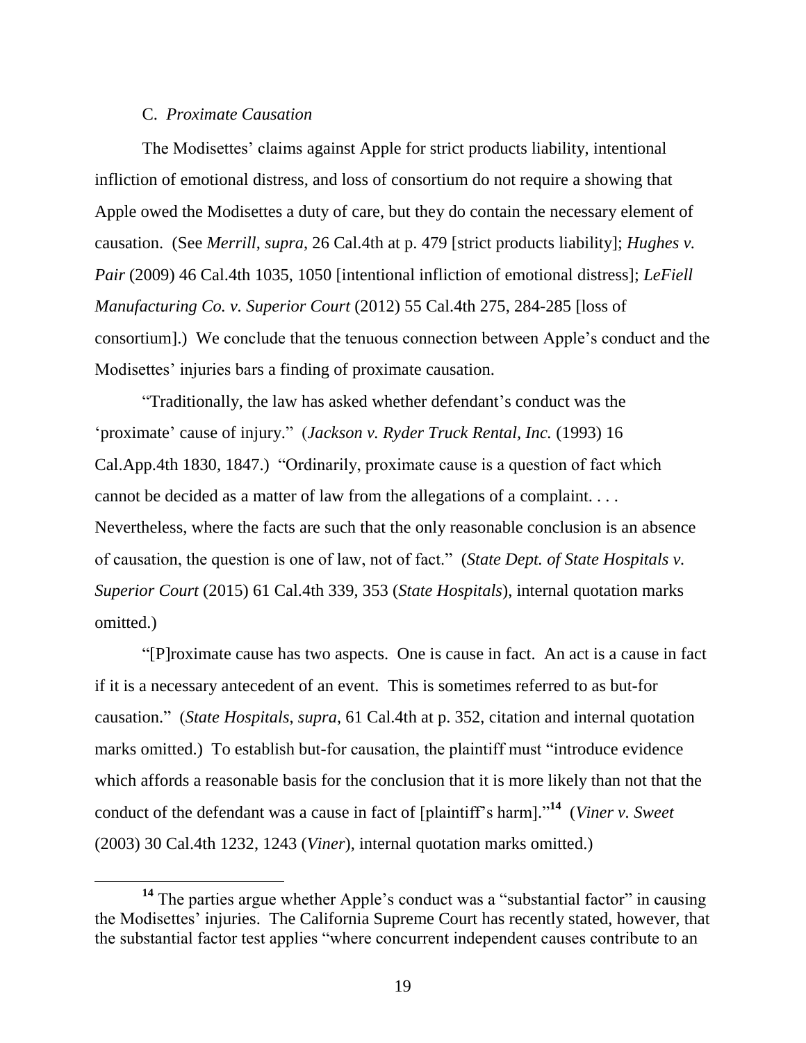### C. *Proximate Causation*

The Modisettes' claims against Apple for strict products liability, intentional infliction of emotional distress, and loss of consortium do not require a showing that Apple owed the Modisettes a duty of care, but they do contain the necessary element of causation. (See *Merrill*, *supra*, 26 Cal.4th at p. 479 [strict products liability]; *Hughes v. Pair* (2009) 46 Cal.4th 1035, 1050 [intentional infliction of emotional distress]; *LeFiell Manufacturing Co. v. Superior Court* (2012) 55 Cal.4th 275, 284-285 [loss of consortium].) We conclude that the tenuous connection between Apple's conduct and the Modisettes' injuries bars a finding of proximate causation.

"Traditionally, the law has asked whether defendant's conduct was the 'proximate' cause of injury." (*Jackson v. Ryder Truck Rental, Inc.* (1993) 16 Cal.App.4th 1830, 1847.) "Ordinarily, proximate cause is a question of fact which cannot be decided as a matter of law from the allegations of a complaint. . . . Nevertheless, where the facts are such that the only reasonable conclusion is an absence of causation, the question is one of law, not of fact." (*State Dept. of State Hospitals v. Superior Court* (2015) 61 Cal.4th 339, 353 (*State Hospitals*), internal quotation marks omitted.)

"[P]roximate cause has two aspects. One is cause in fact. An act is a cause in fact if it is a necessary antecedent of an event. This is sometimes referred to as but-for causation." (*State Hospitals*, *supra*, 61 Cal.4th at p. 352, citation and internal quotation marks omitted.) To establish but-for causation, the plaintiff must "introduce evidence which affords a reasonable basis for the conclusion that it is more likely than not that the conduct of the defendant was a cause in fact of [plaintiff's harm]."[14] (*Viner v. Sweet* (2003) 30 Cal.4th 1232, 1243 (*Viner*), internal quotation marks omitted.)

[14] The parties argue whether Apple's conduct was a "substantial factor" in causing the Modisettes' injuries. The California Supreme Court has recently stated, however, that the substantial factor test applies "where concurrent independent causes contribute to an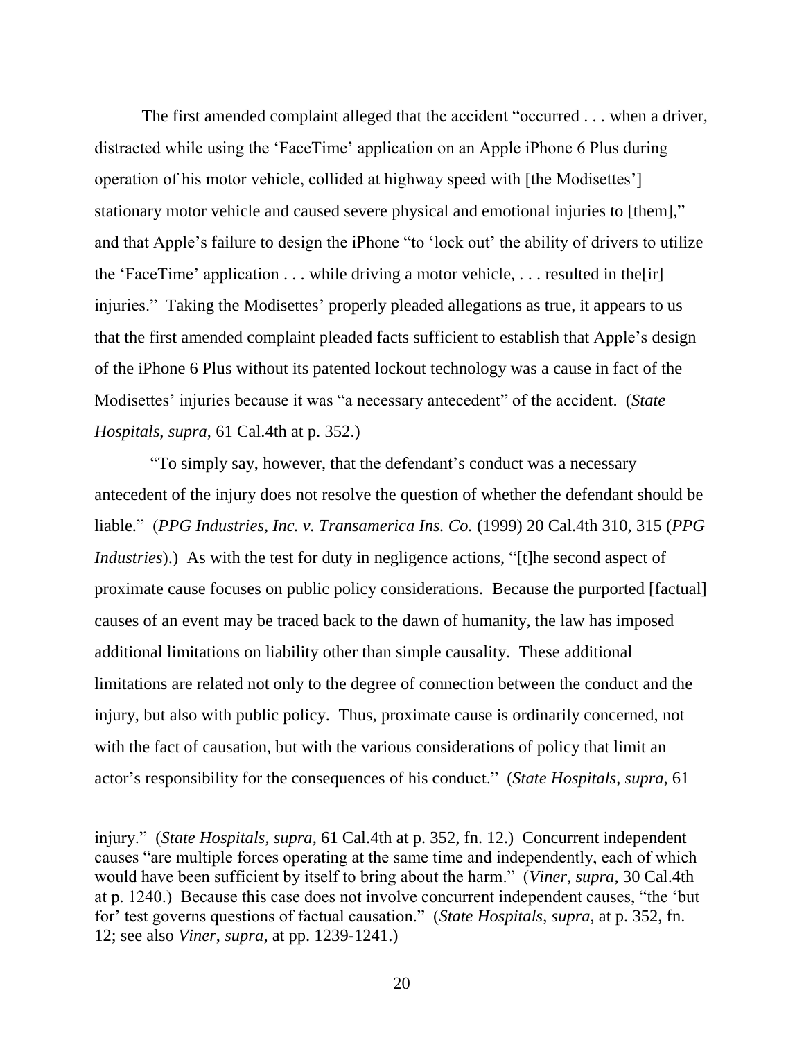The first amended complaint alleged that the accident "occurred . . . when a driver, distracted while using the 'FaceTime' application on an Apple iPhone 6 Plus during operation of his motor vehicle, collided at highway speed with [the Modisettes'] stationary motor vehicle and caused severe physical and emotional injuries to [them]," and that Apple's failure to design the iPhone "to 'lock out' the ability of drivers to utilize the 'FaceTime' application . . . while driving a motor vehicle, . . . resulted in the[ir] injuries." Taking the Modisettes' properly pleaded allegations as true, it appears to us that the first amended complaint pleaded facts sufficient to establish that Apple's design of the iPhone 6 Plus without its patented lockout technology was a cause in fact of the Modisettes' injuries because it was "a necessary antecedent" of the accident. (*State Hospitals, supra,* 61 Cal.4th at p. 352.)

"To simply say, however, that the defendant's conduct was a necessary antecedent of the injury does not resolve the question of whether the defendant should be liable." (*PPG Industries, Inc. v. Transamerica Ins. Co.* (1999) 20 Cal.4th 310, 315 (*PPG Industries*).) As with the test for duty in negligence actions, "[t]he second aspect of proximate cause focuses on public policy considerations. Because the purported [factual] causes of an event may be traced back to the dawn of humanity, the law has imposed additional limitations on liability other than simple causality. These additional limitations are related not only to the degree of connection between the conduct and the injury, but also with public policy. Thus, proximate cause is ordinarily concerned, not with the fact of causation, but with the various considerations of policy that limit an actor's responsibility for the consequences of his conduct." (*State Hospitals, supra,* 61

---

injury." (*State Hospitals, supra*, 61 Cal.4th at p. 352, fn. 12.) Concurrent independent causes "are multiple forces operating at the same time and independently, each of which would have been sufficient by itself to bring about the harm." (*Viner, supra*, 30 Cal.4th at p. 1240.) Because this case does not involve concurrent independent causes, "the 'but for' test governs questions of factual causation." (*State Hospitals, supra*, at p. 352, fn. 12; see also *Viner, supra*, at pp. 1239-1241.)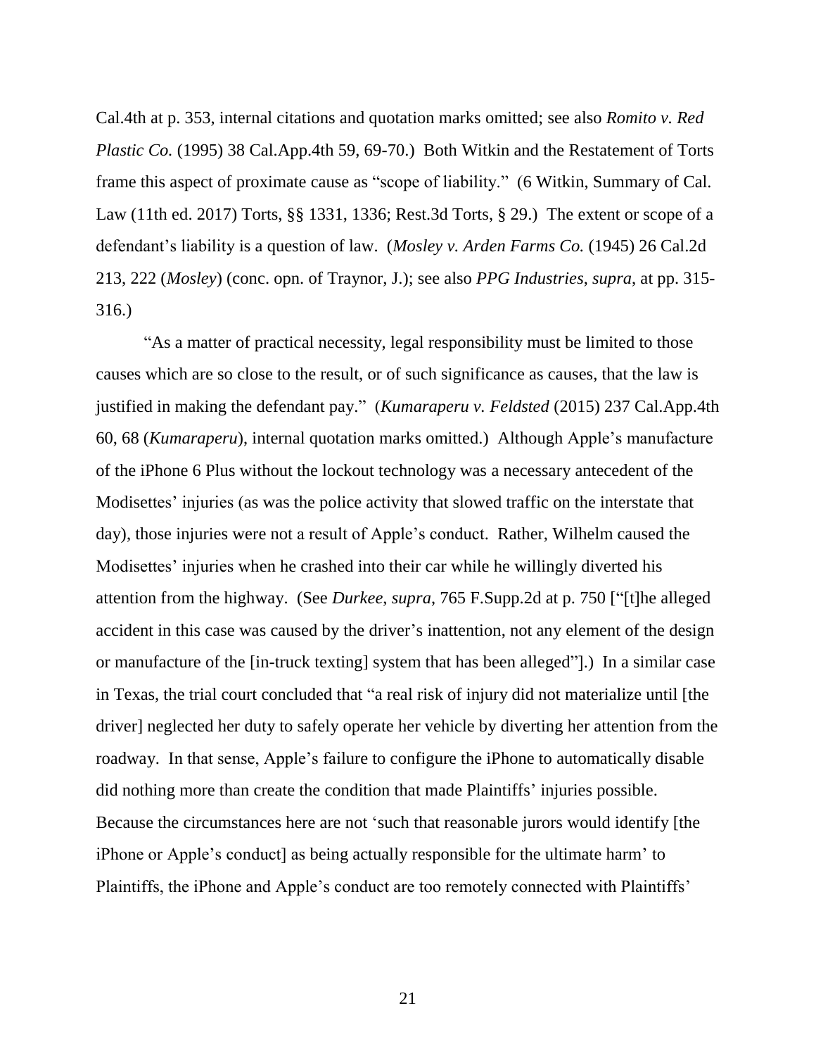Cal.4th at p. 353, internal citations and quotation marks omitted; see also *Romito v. Red Plastic Co.* (1995) 38 Cal.App.4th 59, 69-70.) Both Witkin and the Restatement of Torts frame this aspect of proximate cause as "scope of liability." (6 Witkin, Summary of Cal. Law (11th ed. 2017) Torts, §§ 1331, 1336; Rest.3d Torts, § 29.) The extent or scope of a defendant's liability is a question of law. (*Mosley v. Arden Farms Co.* (1945) 26 Cal.2d 213, 222 (*Mosley*) (conc. opn. of Traynor, J.); see also *PPG Industries*, *supra*, at pp. 315-316.)

"As a matter of practical necessity, legal responsibility must be limited to those causes which are so close to the result, or of such significance as causes, that the law is justified in making the defendant pay." (*Kumaraperu v. Feldsted* (2015) 237 Cal.App.4th 60, 68 (*Kumaraperu*), internal quotation marks omitted.) Although Apple's manufacture of the iPhone 6 Plus without the lockout technology was a necessary antecedent of the Modisettes' injuries (as was the police activity that slowed traffic on the interstate that day), those injuries were not a result of Apple's conduct. Rather, Wilhelm caused the Modisettes' injuries when he crashed into their car while he willingly diverted his attention from the highway. (See *Durkee*, *supra*, 765 F.Supp.2d at p. 750 ["[t]he alleged accident in this case was caused by the driver's inattention, not any element of the design or manufacture of the [in-truck texting] system that has been alleged"].) In a similar case in Texas, the trial court concluded that "a real risk of injury did not materialize until [the driver] neglected her duty to safely operate her vehicle by diverting her attention from the roadway. In that sense, Apple's failure to configure the iPhone to automatically disable did nothing more than create the condition that made Plaintiffs' injuries possible. Because the circumstances here are not 'such that reasonable jurors would identify [the iPhone or Apple's conduct] as being actually responsible for the ultimate harm' to Plaintiffs, the iPhone and Apple's conduct are too remotely connected with Plaintiffs'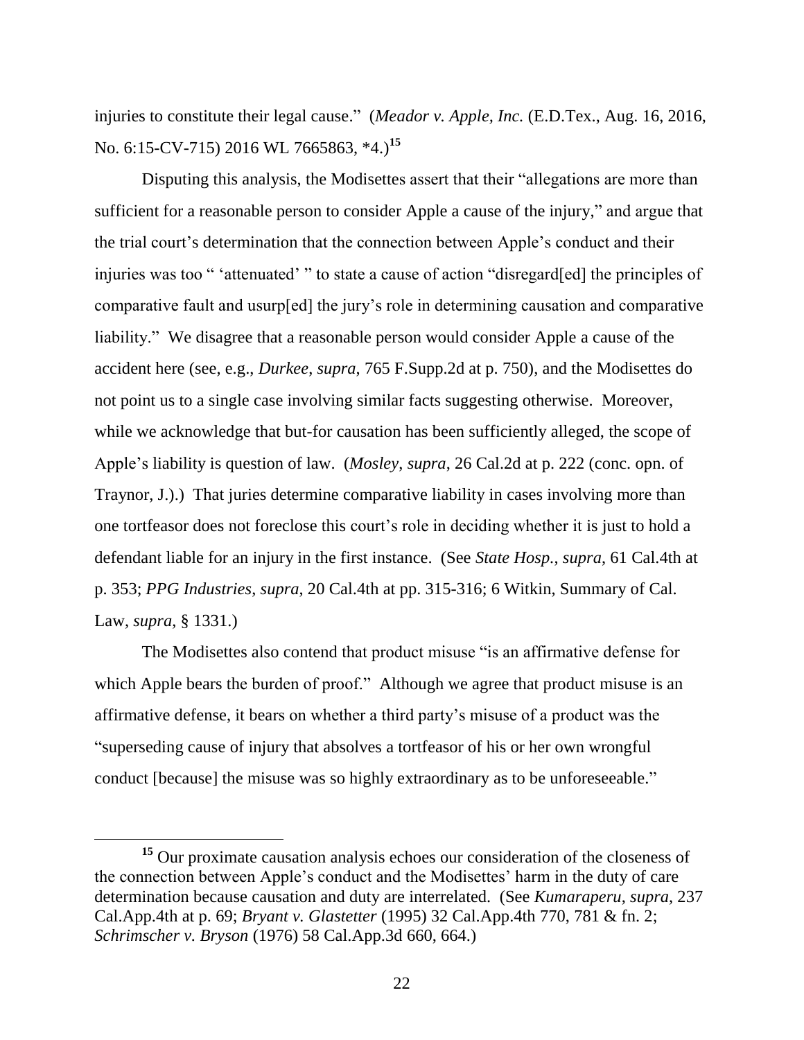injuries to constitute their legal cause." (*Meador v. Apple, Inc.* (E.D.Tex., Aug. 16, 2016, No. 6:15-CV-715) 2016 WL 7665863, *4.)[15]

Disputing this analysis, the Modisettes assert that their "allegations are more than sufficient for a reasonable person to consider Apple a cause of the injury," and argue that the trial court's determination that the connection between Apple's conduct and their injuries was too " 'attenuated' " to state a cause of action "disregard[ed] the principles of comparative fault and usurp[ed] the jury's role in determining causation and comparative liability." We disagree that a reasonable person would consider Apple a cause of the accident here (see, e.g., *Durkee*, *supra*, 765 F.Supp.2d at p. 750), and the Modisettes do not point us to a single case involving similar facts suggesting otherwise. Moreover, while we acknowledge that but-for causation has been sufficiently alleged, the scope of Apple's liability is question of law. (*Mosley*, *supra*, 26 Cal.2d at p. 222 (conc. opn. of Traynor, J.).) That juries determine comparative liability in cases involving more than one tortfeasor does not foreclose this court's role in deciding whether it is just to hold a defendant liable for an injury in the first instance. (See *State Hosp.*, *supra*, 61 Cal.4th at p. 353; *PPG Industries*, *supra*, 20 Cal.4th at pp. 315-316; 6 Witkin, Summary of Cal. Law, *supra*, § 1331.)

The Modisettes also contend that product misuse "is an affirmative defense for which Apple bears the burden of proof." Although we agree that product misuse is an affirmative defense, it bears on whether a third party's misuse of a product was the "superseding cause of injury that absolves a tortfeasor of his or her own wrongful conduct [because] the misuse was so highly extraordinary as to be unforeseeable."

---

[15] Our proximate causation analysis echoes our consideration of the closeness of the connection between Apple's conduct and the Modisettes' harm in the duty of care determination because causation and duty are interrelated. (See *Kumaraperu*, *supra*, 237 Cal.App.4th at p. 69; *Bryant v. Glastetter* (1995) 32 Cal.App.4th 770, 781 & fn. 2; *Schrimscher v. Bryson* (1976) 58 Cal.App.3d 660, 664.)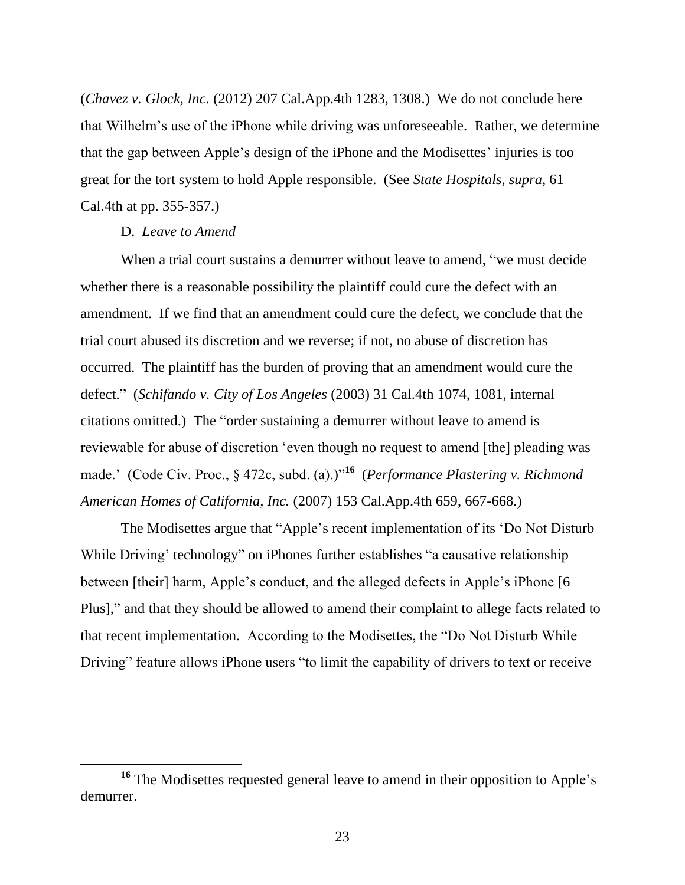(*Chavez v. Glock, Inc.* (2012) 207 Cal.App.4th 1283, 1308.) We do not conclude here that Wilhelm's use of the iPhone while driving was unforeseeable. Rather, we determine that the gap between Apple's design of the iPhone and the Modisettes' injuries is too great for the tort system to hold Apple responsible. (See *State Hospitals*, *supra*, 61 Cal.4th at pp. 355-357.)

D. *Leave to Amend*

When a trial court sustains a demurrer without leave to amend, "we must decide whether there is a reasonable possibility the plaintiff could cure the defect with an amendment. If we find that an amendment could cure the defect, we conclude that the trial court abused its discretion and we reverse; if not, no abuse of discretion has occurred. The plaintiff has the burden of proving that an amendment would cure the defect." (*Schifando v. City of Los Angeles* (2003) 31 Cal.4th 1074, 1081, internal citations omitted.) The "order sustaining a demurrer without leave to amend is reviewable for abuse of discretion 'even though no request to amend [the] pleading was made.' (Code Civ. Proc., § 472c, subd. (a).)"[16] (*Performance Plastering v. Richmond American Homes of California, Inc.* (2007) 153 Cal.App.4th 659, 667-668.)

The Modisettes argue that "Apple's recent implementation of its 'Do Not Disturb While Driving' technology" on iPhones further establishes "a causative relationship between [their] harm, Apple's conduct, and the alleged defects in Apple's iPhone [6 Plus]," and that they should be allowed to amend their complaint to allege facts related to that recent implementation. According to the Modisettes, the "Do Not Disturb While Driving" feature allows iPhone users "to limit the capability of drivers to text or receive

---

[16] The Modisettes requested general leave to amend in their opposition to Apple's demurrer.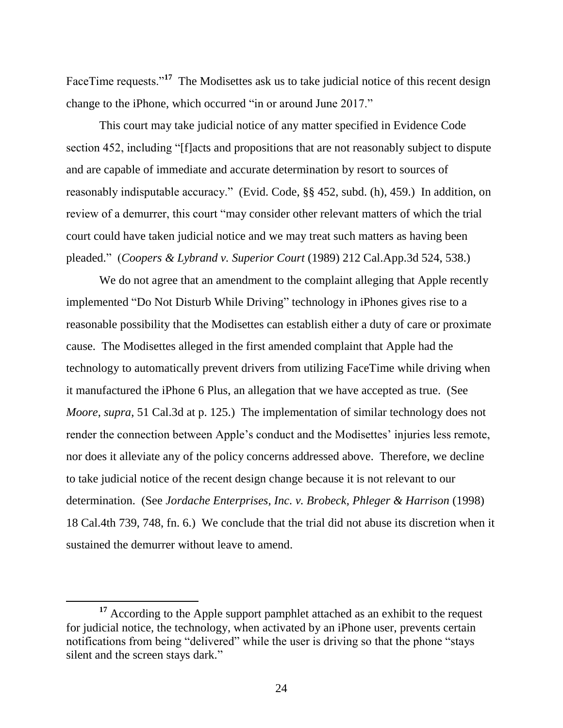FaceTime requests."[17] The Modisettes ask us to take judicial notice of this recent design change to the iPhone, which occurred "in or around June 2017."

This court may take judicial notice of any matter specified in Evidence Code section 452, including "[f]acts and propositions that are not reasonably subject to dispute and are capable of immediate and accurate determination by resort to sources of reasonably indisputable accuracy." (Evid. Code, §§ 452, subd. (h), 459.) In addition, on review of a demurrer, this court "may consider other relevant matters of which the trial court could have taken judicial notice and we may treat such matters as having been pleaded." (*Coopers & Lybrand v. Superior Court* (1989) 212 Cal.App.3d 524, 538.)

We do not agree that an amendment to the complaint alleging that Apple recently implemented "Do Not Disturb While Driving" technology in iPhones gives rise to a reasonable possibility that the Modisettes can establish either a duty of care or proximate cause. The Modisettes alleged in the first amended complaint that Apple had the technology to automatically prevent drivers from utilizing FaceTime while driving when it manufactured the iPhone 6 Plus, an allegation that we have accepted as true. (See *Moore*, *supra*, 51 Cal.3d at p. 125.) The implementation of similar technology does not render the connection between Apple's conduct and the Modisettes' injuries less remote, nor does it alleviate any of the policy concerns addressed above. Therefore, we decline to take judicial notice of the recent design change because it is not relevant to our determination. (See *Jordache Enterprises, Inc. v. Brobeck, Phleger & Harrison* (1998) 18 Cal.4th 739, 748, fn. 6.) We conclude that the trial did not abuse its discretion when it sustained the demurrer without leave to amend.

---

[17] According to the Apple support pamphlet attached as an exhibit to the request for judicial notice, the technology, when activated by an iPhone user, prevents certain notifications from being "delivered" while the user is driving so that the phone "stays silent and the screen stays dark."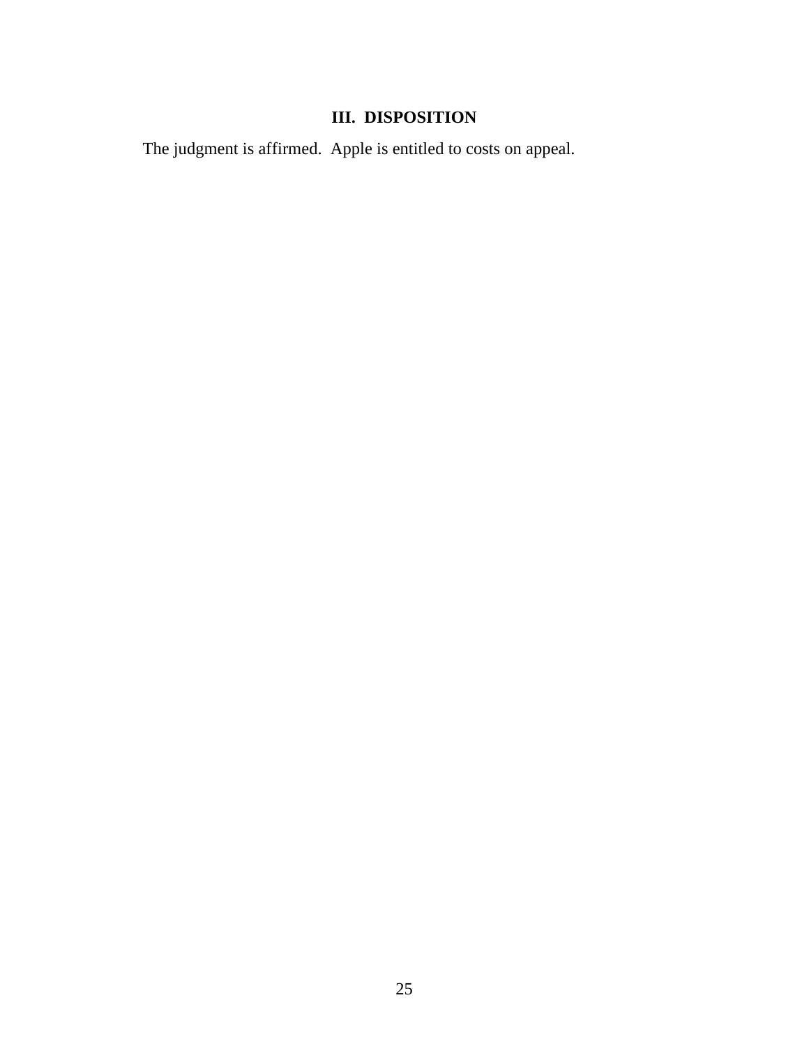## III. DISPOSITION

The judgment is affirmed. Apple is entitled to costs on appeal.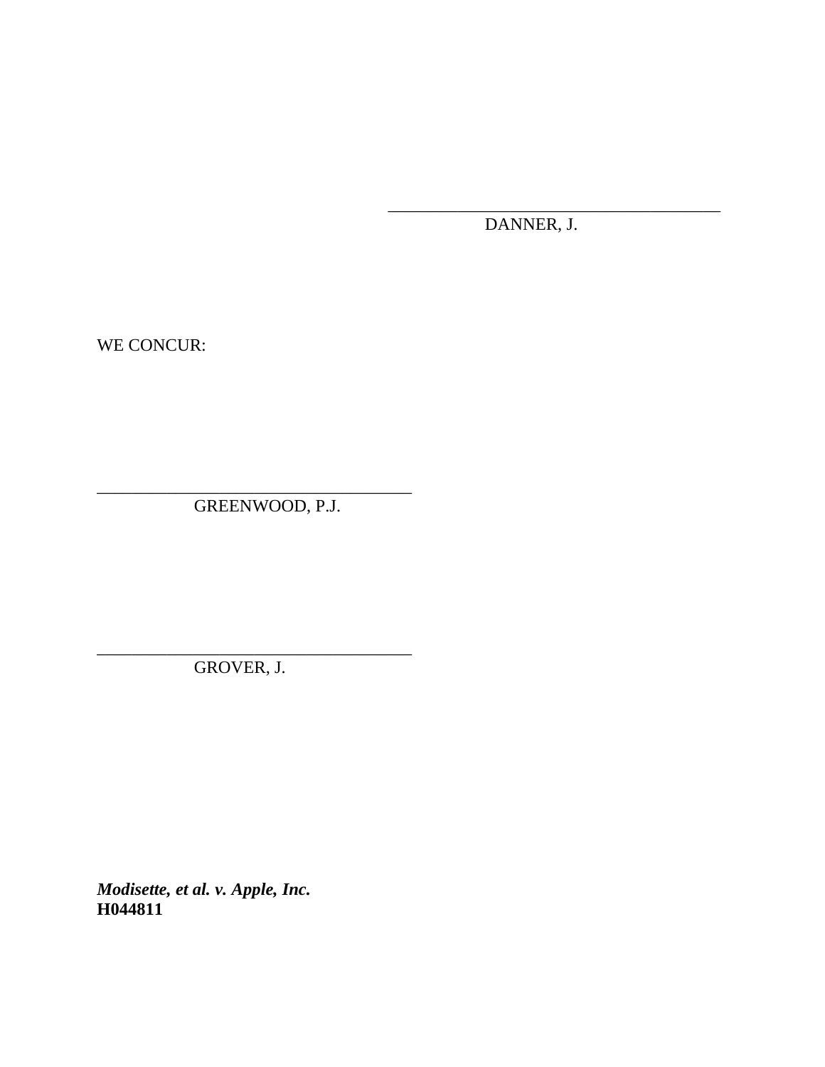\_\_\_\_\_\_\_\_\_\_\_\_\_\_\_\_\_\_\_\_\_\_\_\_\_\_\_\_\_\_\_\_\_\_\_\_\_\_\_\_

DANNER, J.

WE CONCUR:

\_\_\_\_\_\_\_\_\_\_\_\_\_\_\_\_\_\_\_\_\_\_\_\_\_\_\_\_\_\_\_\_\_\_\_\_\_\_\_\_

GREENWOOD, P.J.

\_\_\_\_\_\_\_\_\_\_\_\_\_\_\_\_\_\_\_\_\_\_\_\_\_\_\_\_\_\_\_\_\_\_\_\_\_\_\_\_

GROVER, J.

***Modisette, et al. v. Apple, Inc.***
**H044811**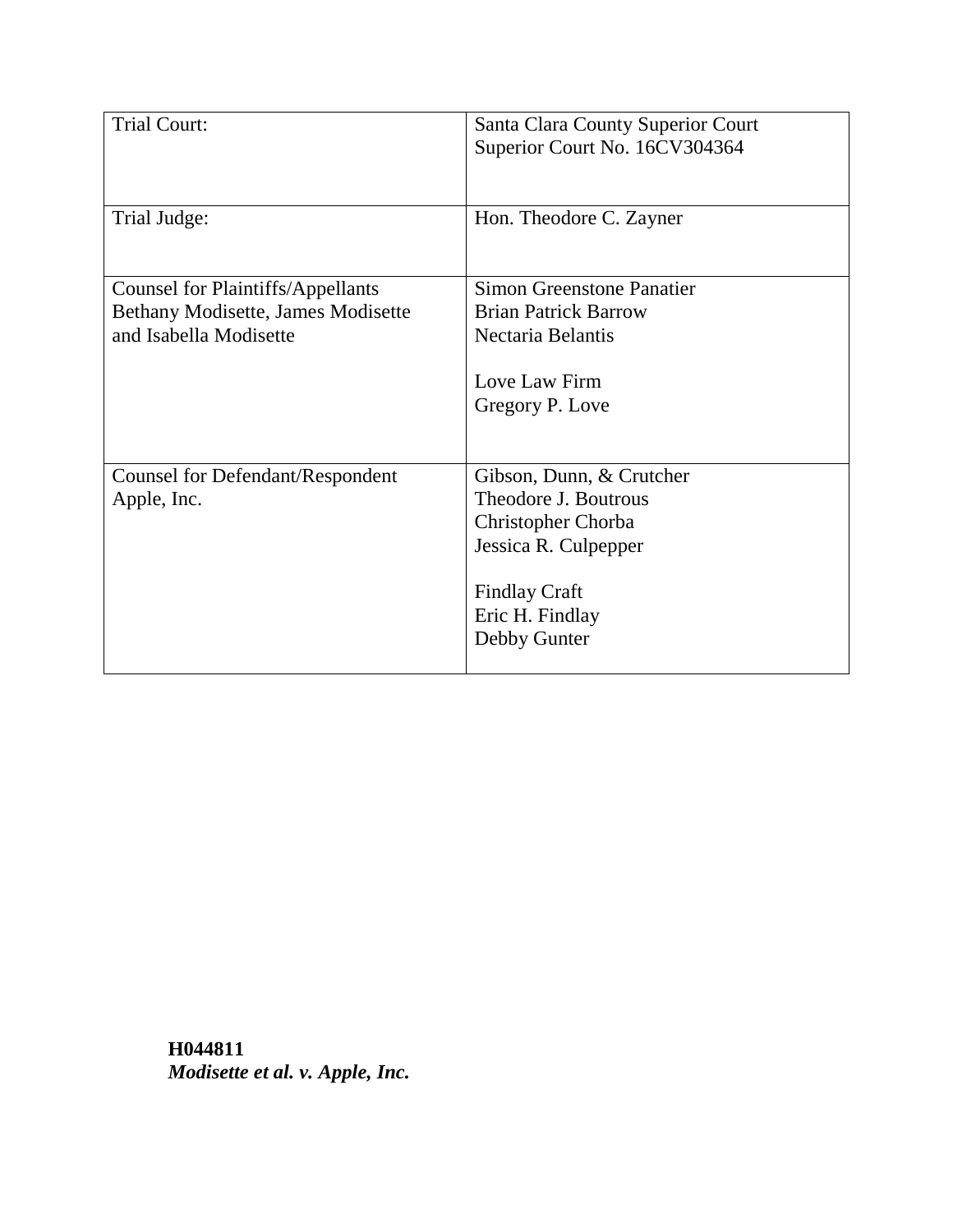| | |
|---|---|
| Trial Court: | Santa Clara County Superior Court<br>Superior Court No. 16CV304364 |
| Trial Judge: | Hon. Theodore C. Zayner |
| Counsel for Plaintiffs/Appellants Bethany Modisette, James Modisette and Isabella Modisette | Simon Greenstone Panatier<br>Brian Patrick Barrow<br>Nectaria Belantis<br><br>Love Law Firm<br>Gregory P. Love |
| Counsel for Defendant/Respondent Apple, Inc. | Gibson, Dunn, & Crutcher<br>Theodore J. Boutrous<br>Christopher Chorba<br>Jessica R. Culpepper<br><br>Findlay Craft<br>Eric H. Findlay<br>Debby Gunter |

**H044811**
***Modisette et al. v. Apple, Inc.***